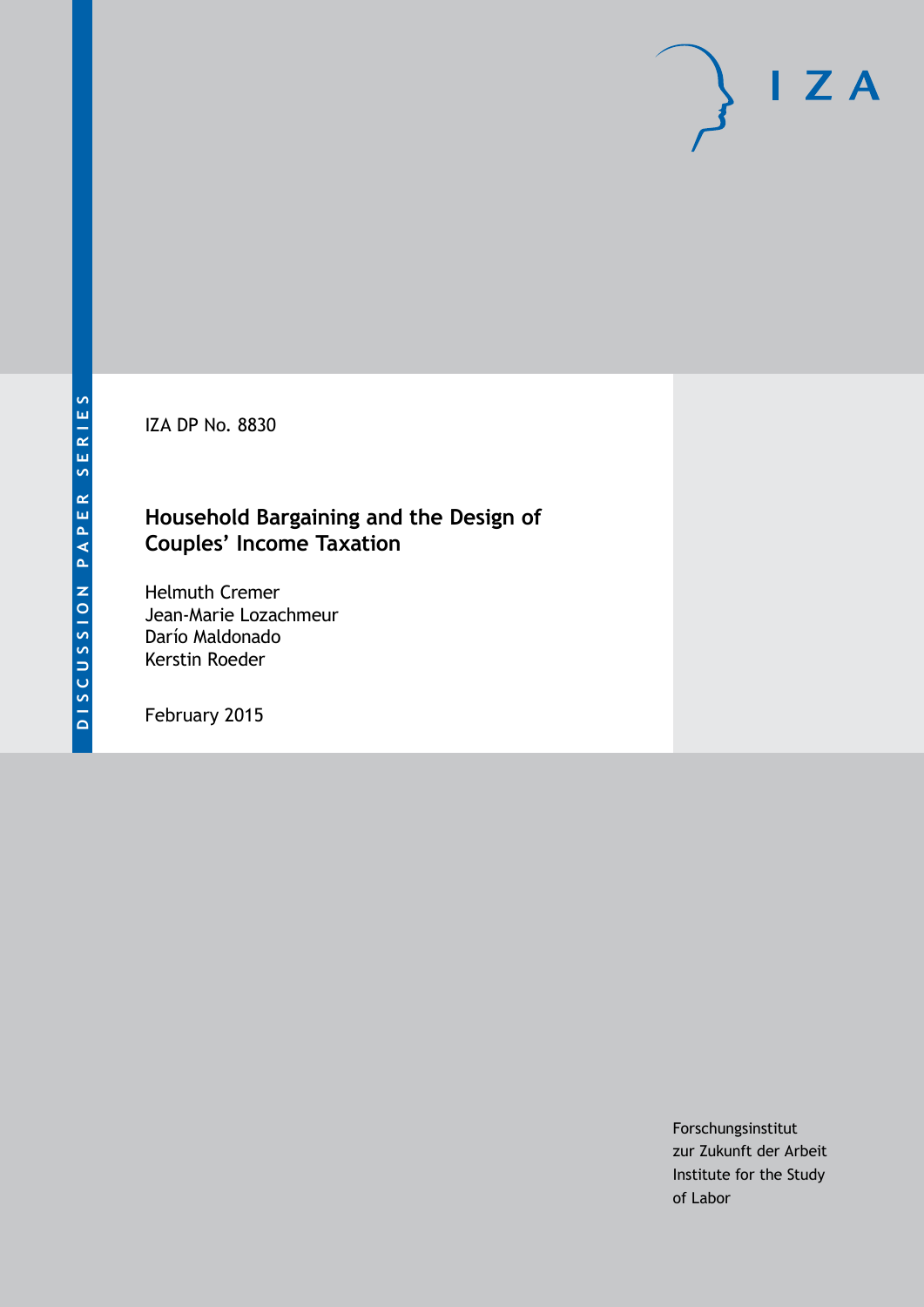IZA DP No. 8830

# Household Bargaining and the Design of Couples' Income Taxation

Helmuth Cremer
Jean-Marie Lozachmeur
Darío Maldonado
Kerstin Roeder

February 2015

DISCUSSION PAPER SERIES

Forschungsinstitut
zur Zukunft der Arbeit
Institute for the Study
of Labor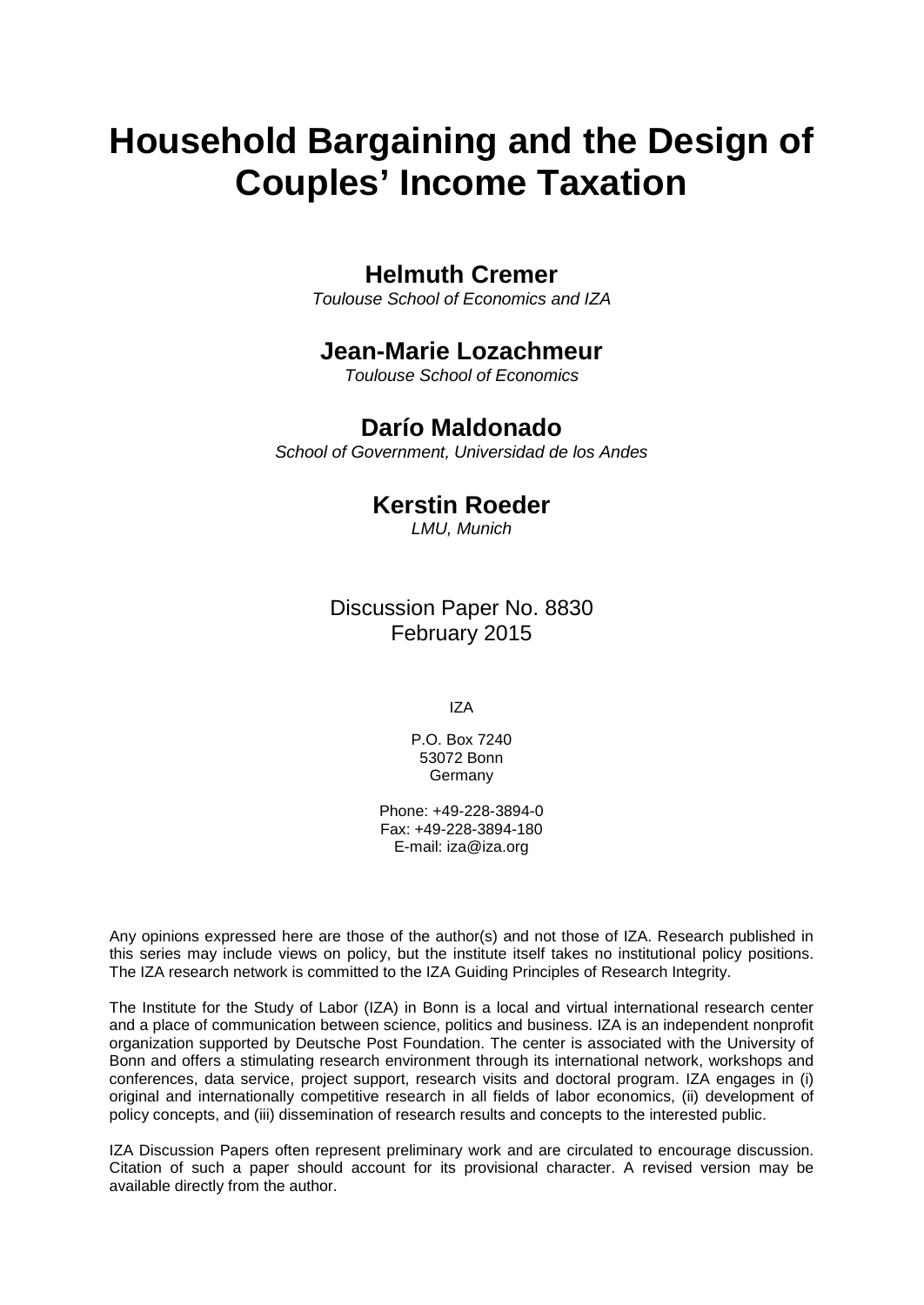# Household Bargaining and the Design of Couples' Income Taxation

## Helmuth Cremer

*Toulouse School of Economics and IZA*

## Jean-Marie Lozachmeur

*Toulouse School of Economics*

## Darío Maldonado

*School of Government, Universidad de los Andes*

## Kerstin Roeder

*LMU, Munich*

Discussion Paper No. 8830
February 2015

IZA

P.O. Box 7240
53072 Bonn
Germany

Phone: +49-228-3894-0
Fax: +49-228-3894-180
E-mail: iza@iza.org

Any opinions expressed here are those of the author(s) and not those of IZA. Research published in this series may include views on policy, but the institute itself takes no institutional policy positions. The IZA research network is committed to the IZA Guiding Principles of Research Integrity.

The Institute for the Study of Labor (IZA) in Bonn is a local and virtual international research center and a place of communication between science, politics and business. IZA is an independent nonprofit organization supported by Deutsche Post Foundation. The center is associated with the University of Bonn and offers a stimulating research environment through its international network, workshops and conferences, data service, project support, research visits and doctoral program. IZA engages in (i) original and internationally competitive research in all fields of labor economics, (ii) development of policy concepts, and (iii) dissemination of research results and concepts to the interested public.

IZA Discussion Papers often represent preliminary work and are circulated to encourage discussion. Citation of such a paper should account for its provisional character. A revised version may be available directly from the author.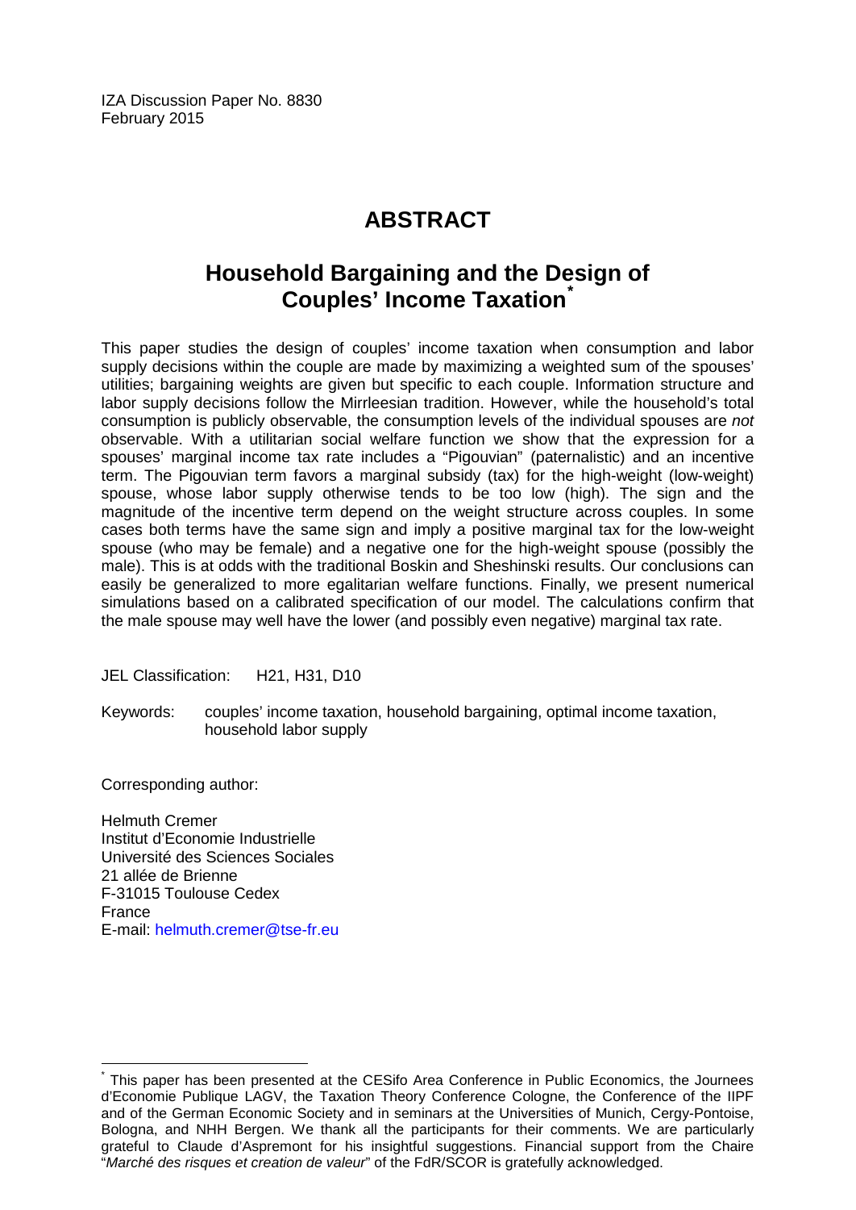IZA Discussion Paper No. 8830
February 2015

# ABSTRACT

## Household Bargaining and the Design of Couples' Income Taxation[*]

This paper studies the design of couples' income taxation when consumption and labor supply decisions within the couple are made by maximizing a weighted sum of the spouses' utilities; bargaining weights are given but specific to each couple. Information structure and labor supply decisions follow the Mirrleesian tradition. However, while the household's total consumption is publicly observable, the consumption levels of the individual spouses are *not* observable. With a utilitarian social welfare function we show that the expression for a spouses' marginal income tax rate includes a "Pigouvian" (paternalistic) and an incentive term. The Pigouvian term favors a marginal subsidy (tax) for the high-weight (low-weight) spouse, whose labor supply otherwise tends to be too low (high). The sign and the magnitude of the incentive term depend on the weight structure across couples. In some cases both terms have the same sign and imply a positive marginal tax for the low-weight spouse (who may be female) and a negative one for the high-weight spouse (possibly the male). This is at odds with the traditional Boskin and Sheshinski results. Our conclusions can easily be generalized to more egalitarian welfare functions. Finally, we present numerical simulations based on a calibrated specification of our model. The calculations confirm that the male spouse may well have the lower (and possibly even negative) marginal tax rate.

JEL Classification: H21, H31, D10

Keywords: couples' income taxation, household bargaining, optimal income taxation, household labor supply

Corresponding author:

Helmuth Cremer
Institut d'Economie Industrielle
Université des Sciences Sociales
21 allée de Brienne
F-31015 Toulouse Cedex
France
E-mail: helmuth.cremer@tse-fr.eu

---

[*] This paper has been presented at the CESifo Area Conference in Public Economics, the Journees d'Economie Publique LAGV, the Taxation Theory Conference Cologne, the Conference of the IIPF and of the German Economic Society and in seminars at the Universities of Munich, Cergy-Pontoise, Bologna, and NHH Bergen. We thank all the participants for their comments. We are particularly grateful to Claude d'Aspremont for his insightful suggestions. Financial support from the Chaire "*Marché des risques et creation de valeur*" of the FdR/SCOR is gratefully acknowledged.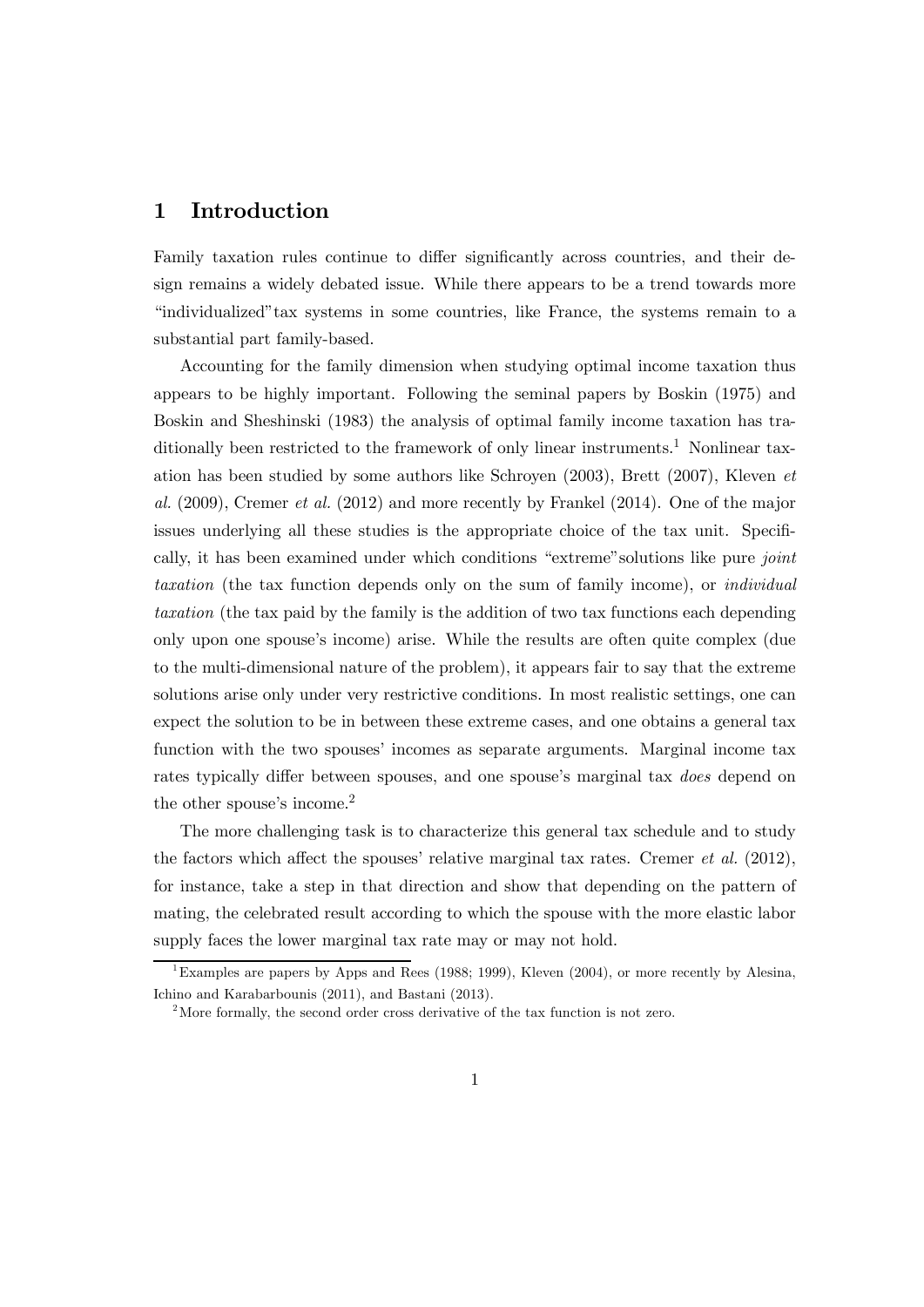# 1 Introduction

Family taxation rules continue to differ significantly across countries, and their design remains a widely debated issue. While there appears to be a trend towards more "individualized"tax systems in some countries, like France, the systems remain to a substantial part family-based.

Accounting for the family dimension when studying optimal income taxation thus appears to be highly important. Following the seminal papers by Boskin (1975) and Boskin and Sheshinski (1983) the analysis of optimal family income taxation has traditionally been restricted to the framework of only linear instruments.[1] Nonlinear taxation has been studied by some authors like Schroyen (2003), Brett (2007), Kleven *et al.* (2009), Cremer *et al.* (2012) and more recently by Frankel (2014). One of the major issues underlying all these studies is the appropriate choice of the tax unit. Specifically, it has been examined under which conditions "extreme"solutions like pure *joint taxation* (the tax function depends only on the sum of family income), or *individual taxation* (the tax paid by the family is the addition of two tax functions each depending only upon one spouse's income) arise. While the results are often quite complex (due to the multi-dimensional nature of the problem), it appears fair to say that the extreme solutions arise only under very restrictive conditions. In most realistic settings, one can expect the solution to be in between these extreme cases, and one obtains a general tax function with the two spouses' incomes as separate arguments. Marginal income tax rates typically differ between spouses, and one spouse's marginal tax *does* depend on the other spouse's income.[2]

The more challenging task is to characterize this general tax schedule and to study the factors which affect the spouses' relative marginal tax rates. Cremer *et al.* (2012), for instance, take a step in that direction and show that depending on the pattern of mating, the celebrated result according to which the spouse with the more elastic labor supply faces the lower marginal tax rate may or may not hold.

[1] Examples are papers by Apps and Rees (1988; 1999), Kleven (2004), or more recently by Alesina, Ichino and Karabarbounis (2011), and Bastani (2013).

[2] More formally, the second order cross derivative of the tax function is not zero.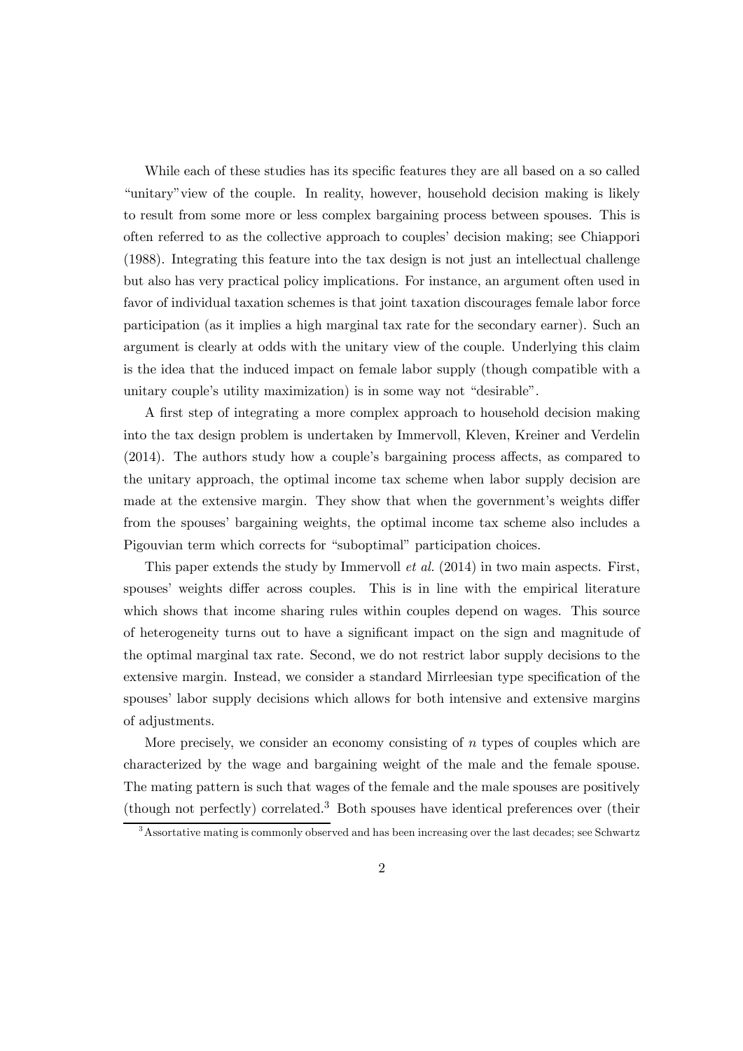While each of these studies has its specific features they are all based on a so called "unitary"view of the couple. In reality, however, household decision making is likely to result from some more or less complex bargaining process between spouses. This is often referred to as the collective approach to couples' decision making; see Chiappori (1988). Integrating this feature into the tax design is not just an intellectual challenge but also has very practical policy implications. For instance, an argument often used in favor of individual taxation schemes is that joint taxation discourages female labor force participation (as it implies a high marginal tax rate for the secondary earner). Such an argument is clearly at odds with the unitary view of the couple. Underlying this claim is the idea that the induced impact on female labor supply (though compatible with a unitary couple's utility maximization) is in some way not "desirable".

A first step of integrating a more complex approach to household decision making into the tax design problem is undertaken by Immervoll, Kleven, Kreiner and Verdelin (2014). The authors study how a couple's bargaining process affects, as compared to the unitary approach, the optimal income tax scheme when labor supply decision are made at the extensive margin. They show that when the government's weights differ from the spouses' bargaining weights, the optimal income tax scheme also includes a Pigouvian term which corrects for "suboptimal" participation choices.

This paper extends the study by Immervoll *et al.* (2014) in two main aspects. First, spouses' weights differ across couples. This is in line with the empirical literature which shows that income sharing rules within couples depend on wages. This source of heterogeneity turns out to have a significant impact on the sign and magnitude of the optimal marginal tax rate. Second, we do not restrict labor supply decisions to the extensive margin. Instead, we consider a standard Mirrleesian type specification of the spouses' labor supply decisions which allows for both intensive and extensive margins of adjustments.

More precisely, we consider an economy consisting of $n$ types of couples which are characterized by the wage and bargaining weight of the male and the female spouse. The mating pattern is such that wages of the female and the male spouses are positively (though not perfectly) correlated.[3] Both spouses have identical preferences over (their

[3] Assortative mating is commonly observed and has been increasing over the last decades; see Schwartz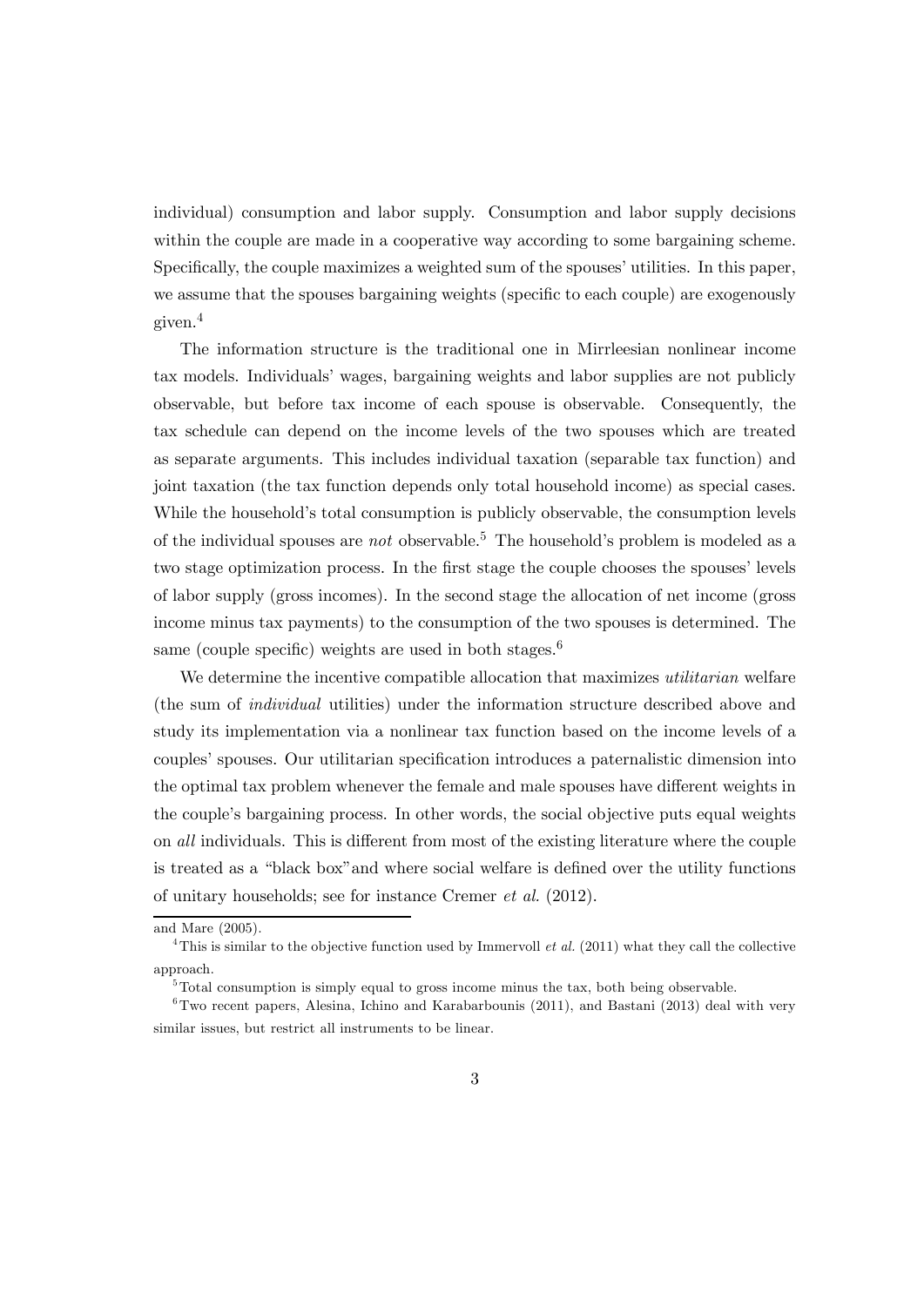individual) consumption and labor supply. Consumption and labor supply decisions within the couple are made in a cooperative way according to some bargaining scheme. Specifically, the couple maximizes a weighted sum of the spouses' utilities. In this paper, we assume that the spouses bargaining weights (specific to each couple) are exogenously given.[4]

The information structure is the traditional one in Mirrleesian nonlinear income tax models. Individuals' wages, bargaining weights and labor supplies are not publicly observable, but before tax income of each spouse is observable. Consequently, the tax schedule can depend on the income levels of the two spouses which are treated as separate arguments. This includes individual taxation (separable tax function) and joint taxation (the tax function depends only total household income) as special cases. While the household's total consumption is publicly observable, the consumption levels of the individual spouses are *not* observable.[5] The household's problem is modeled as a two stage optimization process. In the first stage the couple chooses the spouses' levels of labor supply (gross incomes). In the second stage the allocation of net income (gross income minus tax payments) to the consumption of the two spouses is determined. The same (couple specific) weights are used in both stages.[6]

We determine the incentive compatible allocation that maximizes *utilitarian* welfare (the sum of *individual* utilities) under the information structure described above and study its implementation via a nonlinear tax function based on the income levels of a couples' spouses. Our utilitarian specification introduces a paternalistic dimension into the optimal tax problem whenever the female and male spouses have different weights in the couple's bargaining process. In other words, the social objective puts equal weights on *all* individuals. This is different from most of the existing literature where the couple is treated as a "black box" and where social welfare is defined over the utility functions of unitary households; see for instance Cremer *et al.* (2012).

---

and Mare (2005).

[4] This is similar to the objective function used by Immervoll *et al.* (2011) what they call the collective approach.

[5] Total consumption is simply equal to gross income minus the tax, both being observable.

[6] Two recent papers, Alesina, Ichino and Karabarbounis (2011), and Bastani (2013) deal with very similar issues, but restrict all instruments to be linear.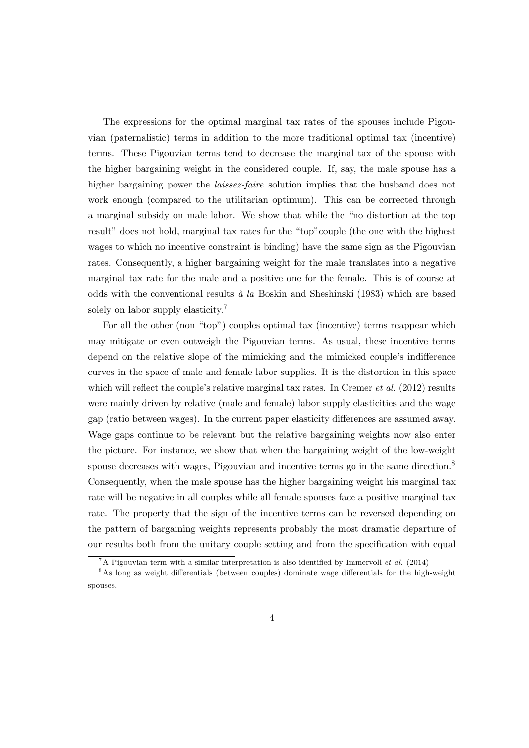The expressions for the optimal marginal tax rates of the spouses include Pigouvian (paternalistic) terms in addition to the more traditional optimal tax (incentive) terms. These Pigouvian terms tend to decrease the marginal tax of the spouse with the higher bargaining weight in the considered couple. If, say, the male spouse has a higher bargaining power the *laissez-faire* solution implies that the husband does not work enough (compared to the utilitarian optimum). This can be corrected through a marginal subsidy on male labor. We show that while the "no distortion at the top result" does not hold, marginal tax rates for the "top"couple (the one with the highest wages to which no incentive constraint is binding) have the same sign as the Pigouvian rates. Consequently, a higher bargaining weight for the male translates into a negative marginal tax rate for the male and a positive one for the female. This is of course at odds with the conventional results *à la* Boskin and Sheshinski (1983) which are based solely on labor supply elasticity.[7]

For all the other (non "top") couples optimal tax (incentive) terms reappear which may mitigate or even outweigh the Pigouvian terms. As usual, these incentive terms depend on the relative slope of the mimicking and the mimicked couple's indifference curves in the space of male and female labor supplies. It is the distortion in this space which will reflect the couple's relative marginal tax rates. In Cremer *et al.* (2012) results were mainly driven by relative (male and female) labor supply elasticities and the wage gap (ratio between wages). In the current paper elasticity differences are assumed away. Wage gaps continue to be relevant but the relative bargaining weights now also enter the picture. For instance, we show that when the bargaining weight of the low-weight spouse decreases with wages, Pigouvian and incentive terms go in the same direction.[8] Consequently, when the male spouse has the higher bargaining weight his marginal tax rate will be negative in all couples while all female spouses face a positive marginal tax rate. The property that the sign of the incentive terms can be reversed depending on the pattern of bargaining weights represents probably the most dramatic departure of our results both from the unitary couple setting and from the specification with equal

[7] A Pigouvian term with a similar interpretation is also identified by Immervoll *et al.* (2014)

[8] As long as weight differentials (between couples) dominate wage differentials for the high-weight spouses.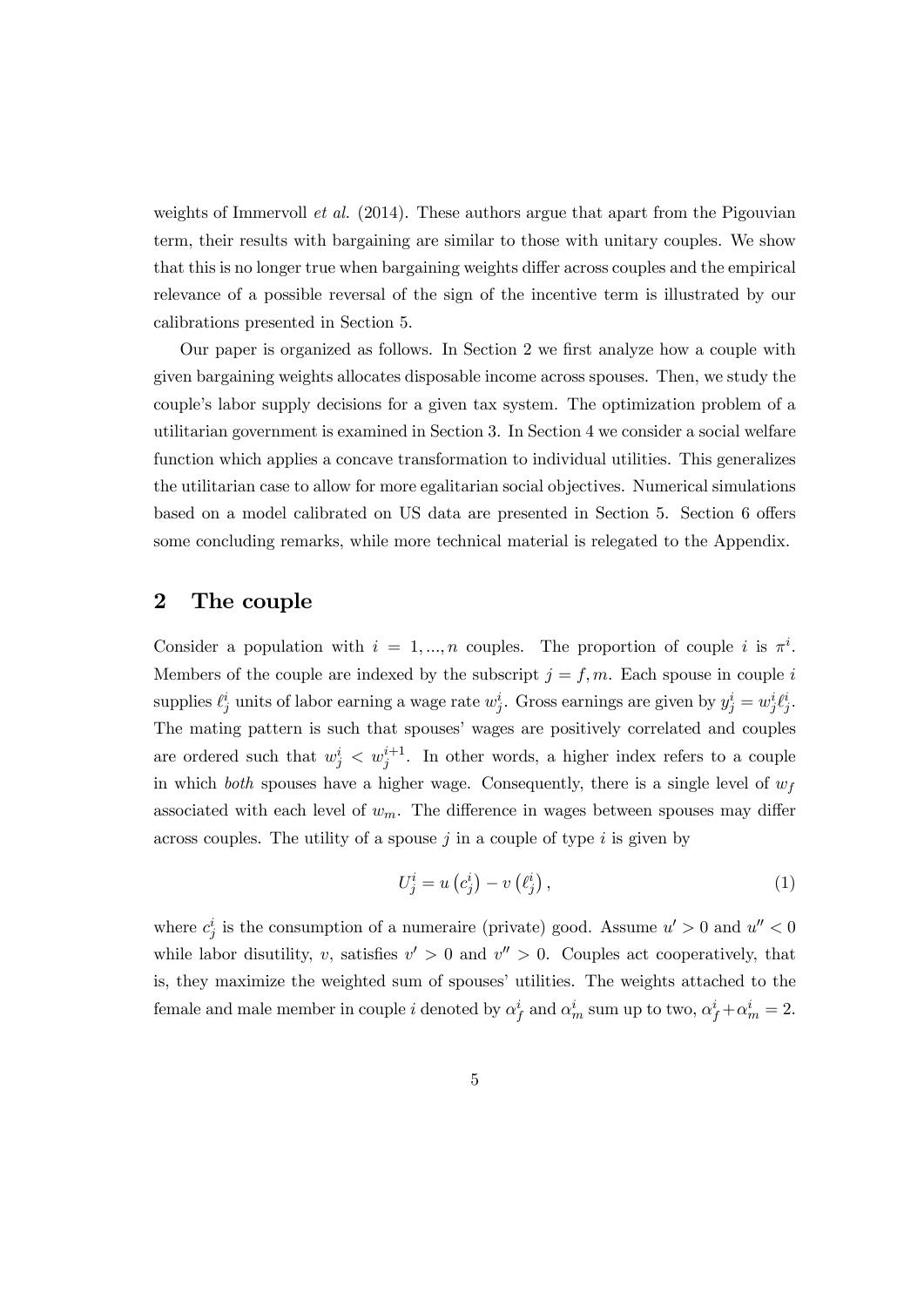weights of Immervoll *et al.* (2014). These authors argue that apart from the Pigouvian term, their results with bargaining are similar to those with unitary couples. We show that this is no longer true when bargaining weights differ across couples and the empirical relevance of a possible reversal of the sign of the incentive term is illustrated by our calibrations presented in Section 5.

Our paper is organized as follows. In Section 2 we first analyze how a couple with given bargaining weights allocates disposable income across spouses. Then, we study the couple's labor supply decisions for a given tax system. The optimization problem of a utilitarian government is examined in Section 3. In Section 4 we consider a social welfare function which applies a concave transformation to individual utilities. This generalizes the utilitarian case to allow for more egalitarian social objectives. Numerical simulations based on a model calibrated on US data are presented in Section 5. Section 6 offers some concluding remarks, while more technical material is relegated to the Appendix.

## 2 The couple

Consider a population with $i = 1, ..., n$ couples. The proportion of couple $i$ is $\pi^i$. Members of the couple are indexed by the subscript $j = f, m$. Each spouse in couple $i$ supplies $\ell_j^i$ units of labor earning a wage rate $w_j^i$. Gross earnings are given by $y_j^i = w_j^i \ell_j^i$. The mating pattern is such that spouses' wages are positively correlated and couples are ordered such that $w_j^i < w_j^{i+1}$. In other words, a higher index refers to a couple in which *both* spouses have a higher wage. Consequently, there is a single level of $w_f$ associated with each level of $w_m$. The difference in wages between spouses may differ across couples. The utility of a spouse $j$ in a couple of type $i$ is given by

$$U_j^i = u\left(c_j^i\right) - v\left(\ell_j^i\right), \tag{1}$$

where $c_j^i$ is the consumption of a numeraire (private) good. Assume $u' > 0$ and $u'' < 0$ while labor disutility, $v$, satisfies $v' > 0$ and $v'' > 0$. Couples act cooperatively, that is, they maximize the weighted sum of spouses' utilities. The weights attached to the female and male member in couple $i$ denoted by $\alpha_f^i$ and $\alpha_m^i$ sum up to two, $\alpha_f^i + \alpha_m^i = 2$.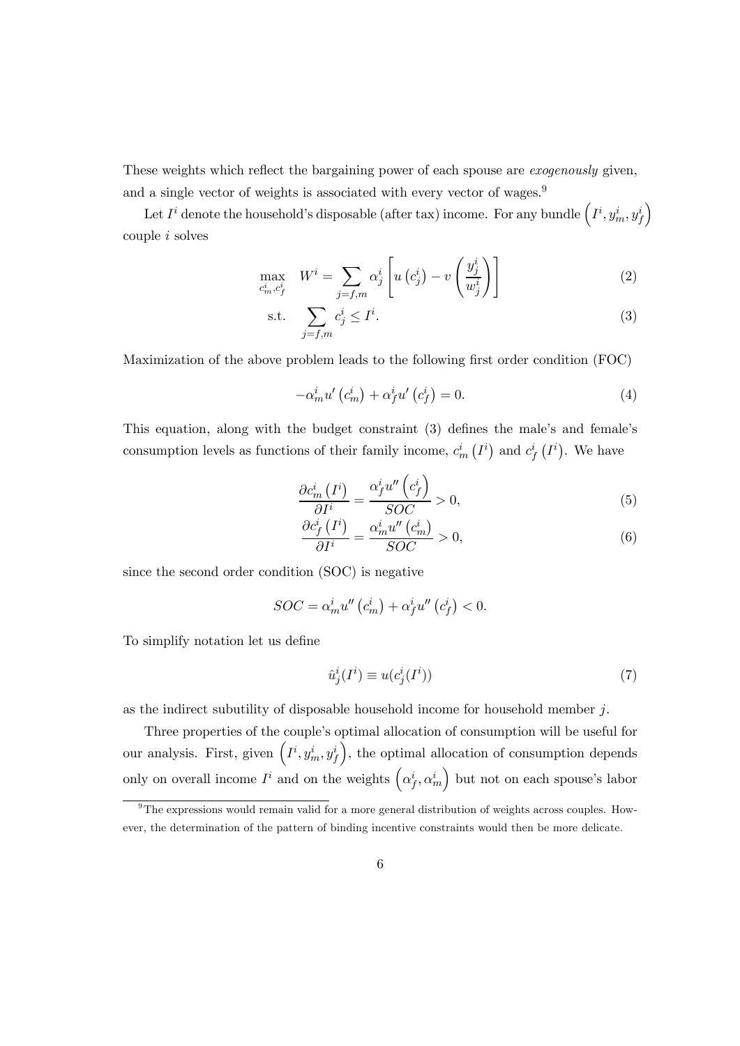These weights which reflect the bargaining power of each spouse are *exogenously* given, and a single vector of weights is associated with every vector of wages.[9]

Let $I^i$ denote the household's disposable (after tax) income. For any bundle $\left(I^i, y_m^i, y_f^i\right)$ couple $i$ solves

$$\max_{c_m^i, c_f^i} \quad W^i = \sum_{j=f,m} \alpha_j^i \left[ u\left(c_j^i\right) - v\left(\frac{y_j^i}{w_j^i}\right)\right] \tag{2}$$

$$\text{s.t.} \quad \sum_{j=f,m} c_j^i \leq I^i. \tag{3}$$

Maximization of the above problem leads to the following first order condition (FOC)

$$-\alpha_m^i u'\left(c_m^i\right) + \alpha_f^i u'\left(c_f^i\right) = 0. \tag{4}$$

This equation, along with the budget constraint (3) defines the male's and female's consumption levels as functions of their family income, $c_m^i\left(I^i\right)$ and $c_f^i\left(I^i\right)$. We have

$$\frac{\partial c_m^i\left(I^i\right)}{\partial I^i} = \frac{\alpha_f^i u''\left(c_f^i\right)}{SOC} > 0, \tag{5}$$

$$\frac{\partial c_f^i\left(I^i\right)}{\partial I^i} = \frac{\alpha_m^i u''\left(c_m^i\right)}{SOC} > 0, \tag{6}$$

since the second order condition (SOC) is negative

$$SOC = \alpha_m^i u''\left(c_m^i\right) + \alpha_f^i u''\left(c_f^i\right) < 0.$$

To simplify notation let us define

$$\hat{u}_j^i(I^i) \equiv u(c_j^i(I^i)) \tag{7}$$

as the indirect subutility of disposable household income for household member $j$.

Three properties of the couple's optimal allocation of consumption will be useful for our analysis. First, given $\left(I^i, y_m^i, y_f^i\right)$, the optimal allocation of consumption depends only on overall income $I^i$ and on the weights $\left(\alpha_f^i, \alpha_m^i\right)$ but not on each spouse's labor

[9] The expressions would remain valid for a more general distribution of weights across couples. However, the determination of the pattern of binding incentive constraints would then be more delicate.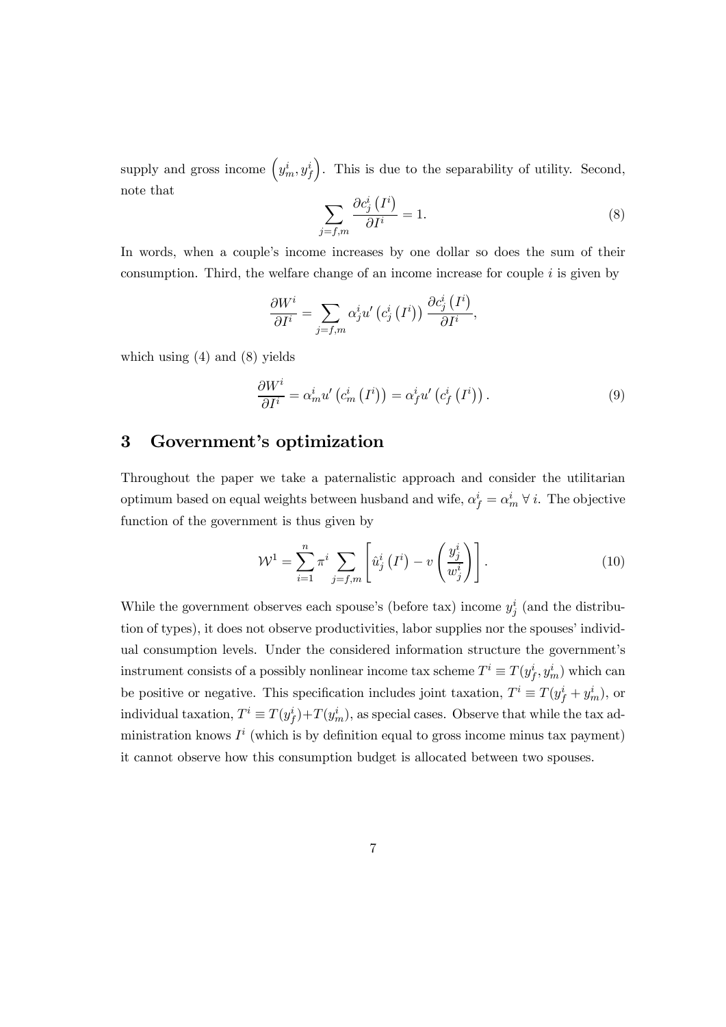supply and gross income $\left(y_m^i, y_f^i\right)$. This is due to the separability of utility. Second, note that

$$\sum_{j=f,m} \frac{\partial c_j^i\left(I^i\right)}{\partial I^i} = 1. \tag{8}$$

In words, when a couple's income increases by one dollar so does the sum of their consumption. Third, the welfare change of an income increase for couple $i$ is given by

$$\frac{\partial W^i}{\partial I^i} = \sum_{j=f,m} \alpha_j^i u'\left(c_j^i\left(I^i\right)\right) \frac{\partial c_j^i\left(I^i\right)}{\partial I^i},$$

which using (4) and (8) yields

$$\frac{\partial W^i}{\partial I^i} = \alpha_m^i u'\left(c_m^i\left(I^i\right)\right) = \alpha_f^i u'\left(c_f^i\left(I^i\right)\right). \tag{9}$$

## 3 Government's optimization

Throughout the paper we take a paternalistic approach and consider the utilitarian optimum based on equal weights between husband and wife, $\alpha_f^i = \alpha_m^i \; \forall \; i$. The objective function of the government is thus given by

$$\mathcal{W}^1 = \sum_{i=1}^{n} \pi^i \sum_{j=f,m} \left[\hat{u}_j^i\left(I^i\right) - v\left(\frac{y_j^i}{w_j^i}\right)\right]. \tag{10}$$

While the government observes each spouse's (before tax) income $y_j^i$ (and the distribution of types), it does not observe productivities, labor supplies nor the spouses' individual consumption levels. Under the considered information structure the government's instrument consists of a possibly nonlinear income tax scheme $T^i \equiv T(y_f^i, y_m^i)$ which can be positive or negative. This specification includes joint taxation, $T^i \equiv T(y_f^i + y_m^i)$, or individual taxation, $T^i \equiv T(y_f^i) + T(y_m^i)$, as special cases. Observe that while the tax administration knows $I^i$ (which is by definition equal to gross income minus tax payment) it cannot observe how this consumption budget is allocated between two spouses.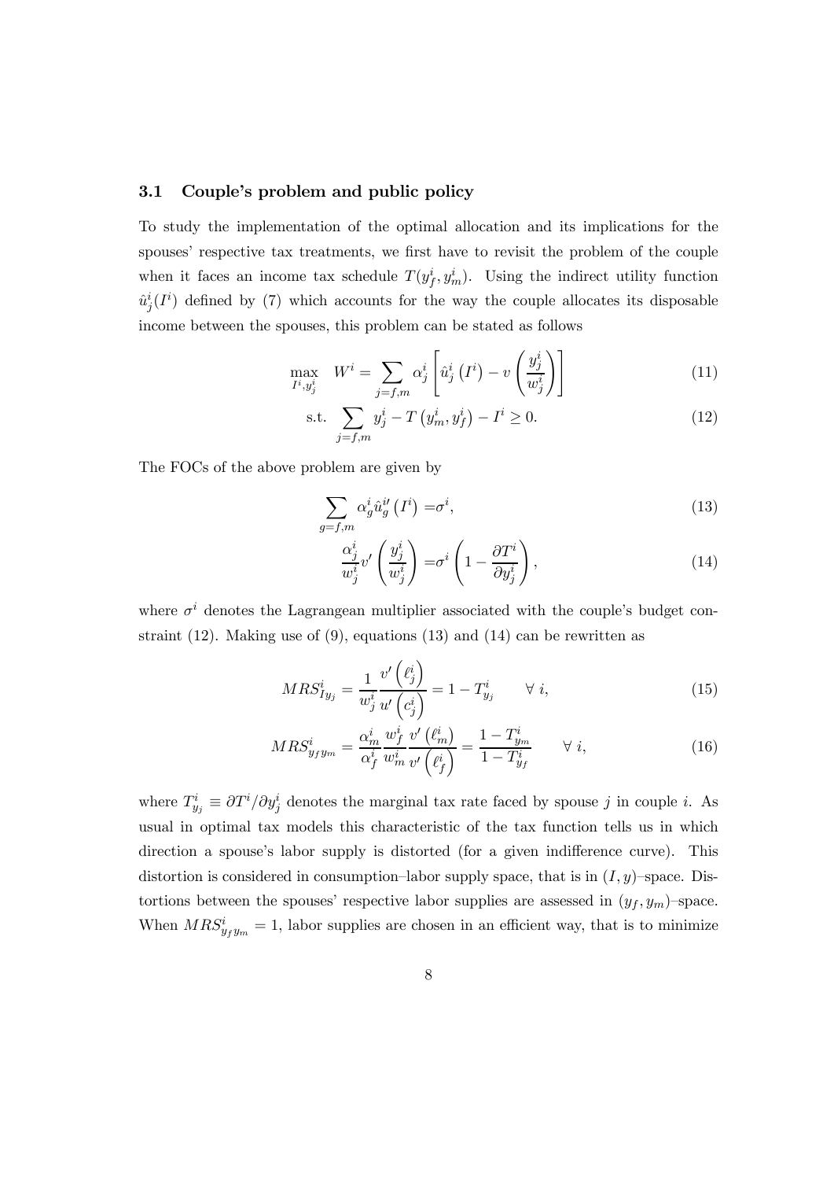### 3.1 Couple's problem and public policy

To study the implementation of the optimal allocation and its implications for the spouses' respective tax treatments, we first have to revisit the problem of the couple when it faces an income tax schedule $T(y_f^i, y_m^i)$. Using the indirect utility function $\hat{u}_j^i(I^i)$ defined by (7) which accounts for the way the couple allocates its disposable income between the spouses, this problem can be stated as follows

$$\max_{I^i, y_j^i} \quad W^i = \sum_{j=f,m} \alpha_j^i \left[ \hat{u}_j^i \left( I^i \right) - v \left( \frac{y_j^i}{w_j^i} \right) \right] \tag{11}$$

$$\text{s.t.} \sum_{j=f,m} y_j^i - T \left( y_m^i, y_f^i \right) - I^i \geq 0. \tag{12}$$

The FOCs of the above problem are given by

$$\sum_{g=f,m} \alpha_g^i \hat{u}_g^{i\prime} \left( I^i \right) = \sigma^i, \tag{13}$$

$$\frac{\alpha_j^i}{w_j^i} v' \left( \frac{y_j^i}{w_j^i} \right) = \sigma^i \left( 1 - \frac{\partial T^i}{\partial y_j^i} \right), \tag{14}$$

where $\sigma^i$ denotes the Lagrangean multiplier associated with the couple's budget constraint (12). Making use of (9), equations (13) and (14) can be rewritten as

$$MRS_{Iy_j}^i = \frac{1}{w_j^i} \frac{v' \left( \ell_j^i \right)}{u' \left( c_j^i \right)} = 1 - T_{y_j}^i \qquad \forall \ i, \tag{15}$$

$$MRS_{y_f y_m}^i = \frac{\alpha_m^i}{\alpha_f^i} \frac{w_f^i}{w_m^i} \frac{v' \left( \ell_m^i \right)}{v' \left( \ell_f^i \right)} = \frac{1 - T_{y_m}^i}{1 - T_{y_f}^i} \qquad \forall \ i, \tag{16}$$

where $T_{y_j}^i \equiv \partial T^i / \partial y_j^i$ denotes the marginal tax rate faced by spouse $j$ in couple $i$. As usual in optimal tax models this characteristic of the tax function tells us in which direction a spouse's labor supply is distorted (for a given indifference curve). This distortion is considered in consumption–labor supply space, that is in $(I, y)$–space. Distortions between the spouses' respective labor supplies are assessed in $(y_f, y_m)$–space. When $MRS_{y_f y_m}^i = 1$, labor supplies are chosen in an efficient way, that is to minimize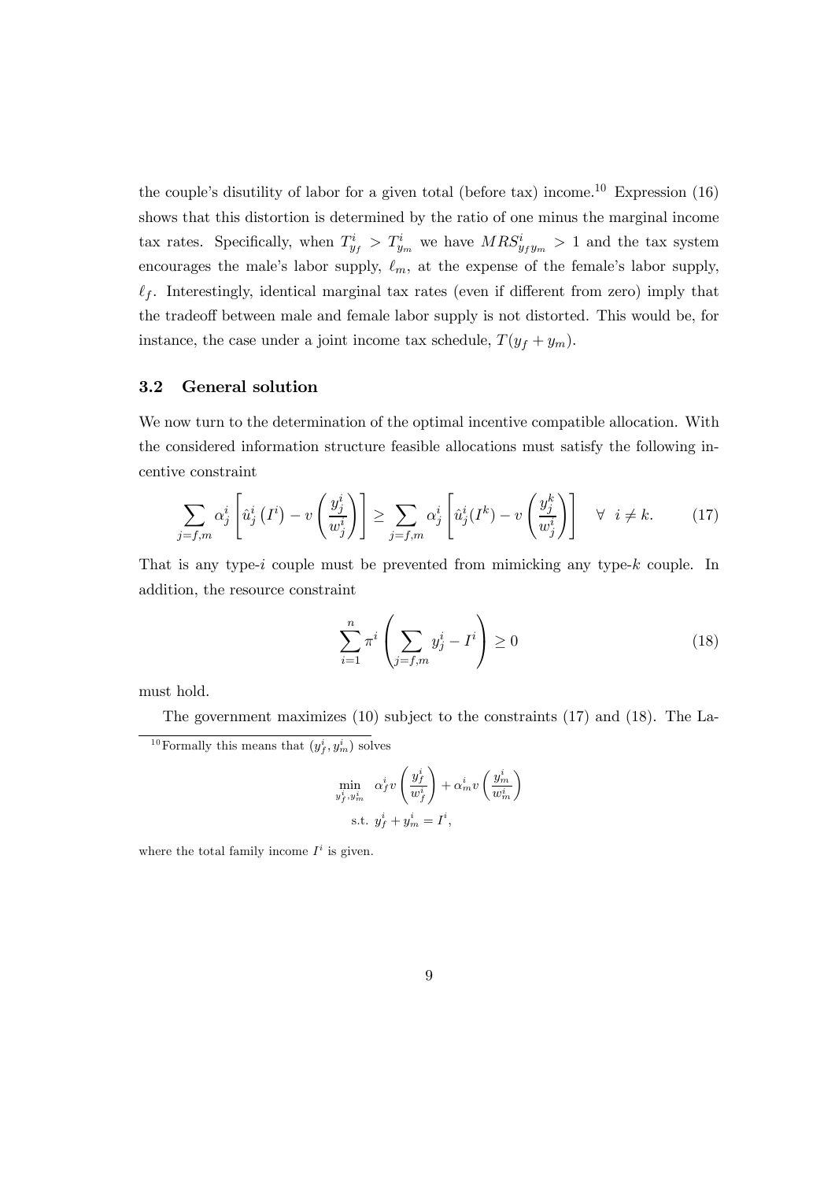the couple's disutility of labor for a given total (before tax) income.[10] Expression (16) shows that this distortion is determined by the ratio of one minus the marginal income tax rates. Specifically, when $T^i_{y_f} > T^i_{y_m}$ we have $MRS^i_{y_f y_m} > 1$ and the tax system encourages the male's labor supply, $\ell_m$, at the expense of the female's labor supply, $\ell_f$. Interestingly, identical marginal tax rates (even if different from zero) imply that the tradeoff between male and female labor supply is not distorted. This would be, for instance, the case under a joint income tax schedule, $T(y_f + y_m)$.

### 3.2 General solution

We now turn to the determination of the optimal incentive compatible allocation. With the considered information structure feasible allocations must satisfy the following incentive constraint

$$\sum_{j=f,m} \alpha^i_j \left[ \hat{u}^i_j \left( I^i \right) - v \left( \frac{y^i_j}{w^i_j} \right) \right] \geq \sum_{j=f,m} \alpha^i_j \left[ \hat{u}^i_j (I^k) - v \left( \frac{y^k_j}{w^i_j} \right) \right] \quad \forall \ \ i \neq k. \tag{17}$$

That is any type-$i$ couple must be prevented from mimicking any type-$k$ couple. In addition, the resource constraint

$$\sum_{i=1}^{n} \pi^i \left( \sum_{j=f,m} y^i_j - I^i \right) \geq 0 \tag{18}$$

must hold.

The government maximizes (10) subject to the constraints (17) and (18). The La-

---

[10] Formally this means that $(y^i_f, y^i_m)$ solves

$$\min_{y^i_f, y^i_m} \ \ \alpha^i_f v \left( \frac{y^i_f}{w^i_f} \right) + \alpha^i_m v \left( \frac{y^i_m}{w^i_m} \right)$$
$$\text{s.t. } \ y^i_f + y^i_m = I^i,$$

where the total family income $I^i$ is given.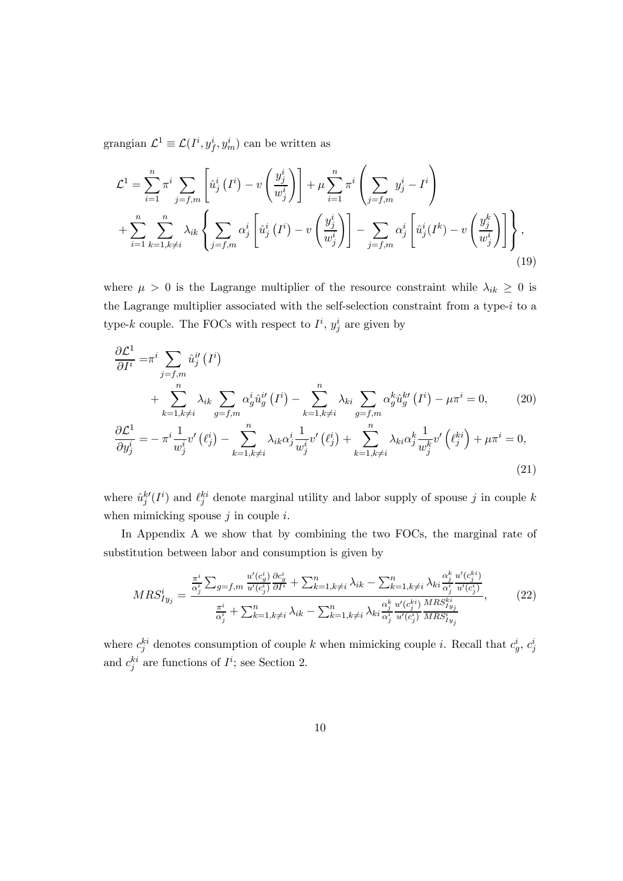grangian $\mathcal{L}^1 \equiv \mathcal{L}(I^i, y_f^i, y_m^i)$ can be written as

$$
\begin{aligned}
\mathcal{L}^1 = & \sum_{i=1}^{n} \pi^i \sum_{j=f,m} \left[ \hat{u}_j^i \left( I^i \right) - v \left( \frac{y_j^i}{w_j^i} \right) \right] + \mu \sum_{i=1}^{n} \pi^i \left( \sum_{j=f,m} y_j^i - I^i \right) \\
& + \sum_{i=1}^{n} \sum_{k=1, k \neq i}^{n} \lambda_{ik} \left\{ \sum_{j=f,m} \alpha_j^i \left[ \hat{u}_j^i \left( I^i \right) - v \left( \frac{y_j^i}{w_j^i} \right) \right] - \sum_{j=f,m} \alpha_j^i \left[ \hat{u}_j^i (I^k) - v \left( \frac{y_j^k}{w_j^i} \right) \right] \right\},
\end{aligned} \tag{19}
$$

where $\mu > 0$ is the Lagrange multiplier of the resource constraint while $\lambda_{ik} \geq 0$ is the Lagrange multiplier associated with the self-selection constraint from a type-$i$ to a type-$k$ couple. The FOCs with respect to $I^i$, $y_j^i$ are given by

$$
\begin{aligned}
\frac{\partial \mathcal{L}^1}{\partial I^i} = & \pi^i \sum_{j=f,m} \hat{u}_j^{i\prime} \left( I^i \right) \\
& + \sum_{k=1, k \neq i}^{n} \lambda_{ik} \sum_{g=f,m} \alpha_g^i \hat{u}_g^{i\prime} \left( I^i \right) - \sum_{k=1, k \neq i}^{n} \lambda_{ki} \sum_{g=f,m} \alpha_g^k \hat{u}_g^{k\prime} \left( I^i \right) - \mu \pi^i = 0,
\end{aligned} \tag{20}
$$

$$
\frac{\partial \mathcal{L}^1}{\partial y_j^i} = - \pi^i \frac{1}{w_j^i} v' \left( \ell_j^i \right) - \sum_{k=1, k \neq i}^{n} \lambda_{ik} \alpha_j^i \frac{1}{w_j^i} v' \left( \ell_j^i \right) + \sum_{k=1, k \neq i}^{n} \lambda_{ki} \alpha_j^k \frac{1}{w_j^k} v' \left( \ell_j^{ki} \right) + \mu \pi^i = 0, \tag{21}
$$

where $\hat{u}_j^{k\prime}(I^i)$ and $\ell_j^{ki}$ denote marginal utility and labor supply of spouse $j$ in couple $k$ when mimicking spouse $j$ in couple $i$.

In Appendix A we show that by combining the two FOCs, the marginal rate of substitution between labor and consumption is given by

$$
MRS_{Iy_j}^i = \frac{\frac{\pi^i}{\alpha_j^i} \sum_{g=f,m} \frac{u'(c_g^i)}{u'(c_j^i)} \frac{\partial c_g^i}{\partial I^i} + \sum_{k=1, k \neq i}^{n} \lambda_{ik} - \sum_{k=1, k \neq i}^{n} \lambda_{ki} \frac{\alpha_j^k}{\alpha_j^i} \frac{u'(c_j^{ki})}{u'(c_j^i)}}{\frac{\pi^i}{\alpha_j^i} + \sum_{k=1, k \neq i}^{n} \lambda_{ik} - \sum_{k=1, k \neq i}^{n} \lambda_{ki} \frac{\alpha_j^k}{\alpha_j^i} \frac{u'(c_j^{ki})}{u'(c_j^i)} \frac{MRS_{Iy_j}^{ki}}{MRS_{Iy_j}^i}}, \tag{22}
$$

where $c_j^{ki}$ denotes consumption of couple $k$ when mimicking couple $i$. Recall that $c_g^i$, $c_j^i$ and $c_j^{ki}$ are functions of $I^i$; see Section 2.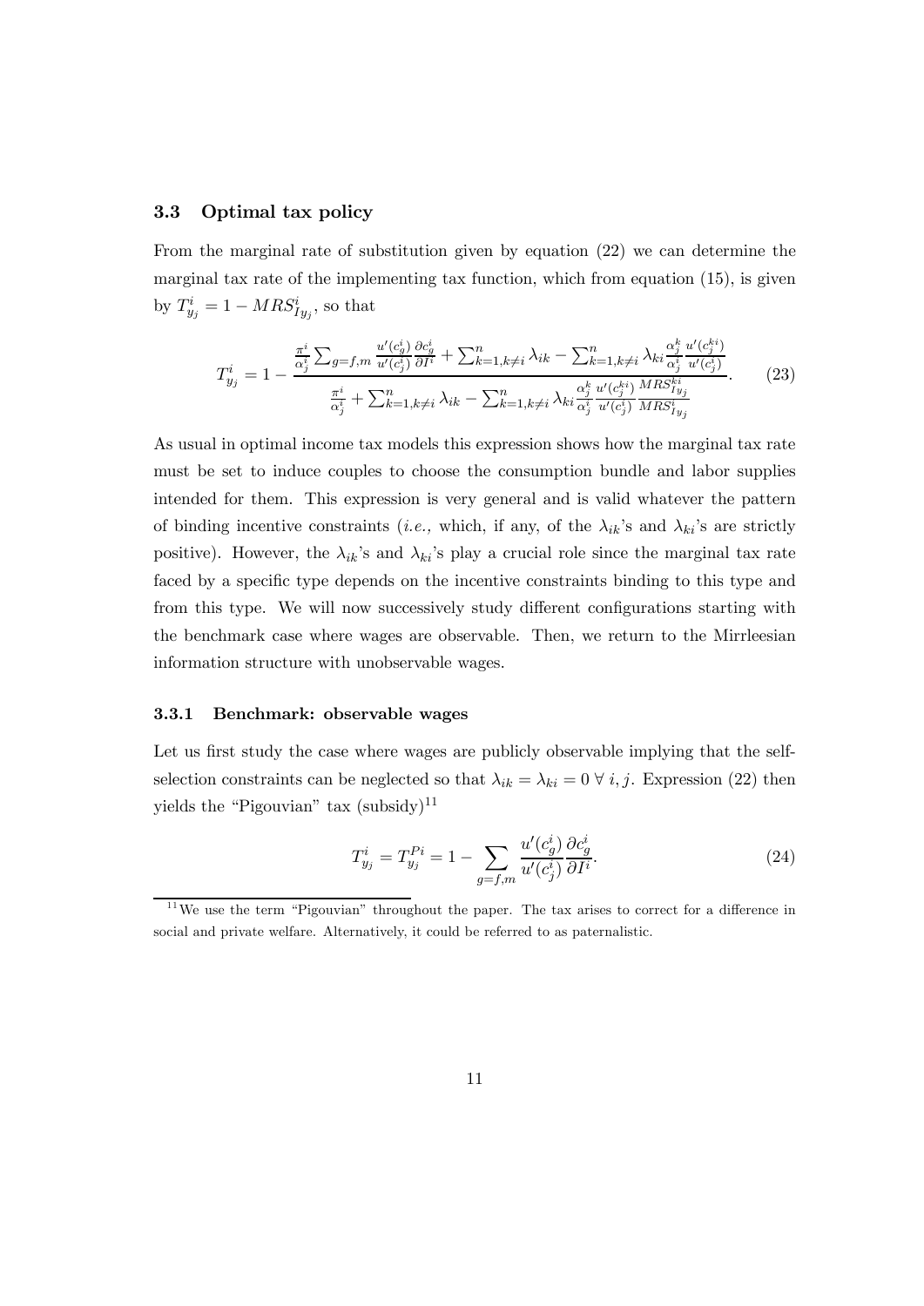### 3.3 Optimal tax policy

From the marginal rate of substitution given by equation (22) we can determine the marginal tax rate of the implementing tax function, which from equation (15), is given by $T^i_{y_j} = 1 - MRS^i_{Iy_j}$, so that

$$T^i_{y_j} = 1 - \frac{\frac{\pi^i}{\alpha^i_j}\sum_{g=f,m}\frac{u'(c^i_g)}{u'(c^i_j)}\frac{\partial c^i_g}{\partial I^i} + \sum_{k=1,k\neq i}^n \lambda_{ik} - \sum_{k=1,k\neq i}^n \lambda_{ki}\frac{\alpha^k_j}{\alpha^i_j}\frac{u'(c^{ki}_j)}{u'(c^i_j)}}{\frac{\pi^i}{\alpha^i_j} + \sum_{k=1,k\neq i}^n \lambda_{ik} - \sum_{k=1,k\neq i}^n \lambda_{ki}\frac{\alpha^k_j}{\alpha^i_j}\frac{u'(c^{ki}_j)}{u'(c^i_j)}\frac{MRS^{ki}_{Iy_j}}{MRS^i_{Iy_j}}}. \tag{23}$$

As usual in optimal income tax models this expression shows how the marginal tax rate must be set to induce couples to choose the consumption bundle and labor supplies intended for them. This expression is very general and is valid whatever the pattern of binding incentive constraints (*i.e.,* which, if any, of the $\lambda_{ik}$'s and $\lambda_{ki}$'s are strictly positive). However, the $\lambda_{ik}$'s and $\lambda_{ki}$'s play a crucial role since the marginal tax rate faced by a specific type depends on the incentive constraints binding to this type and from this type. We will now successively study different configurations starting with the benchmark case where wages are observable. Then, we return to the Mirrleesian information structure with unobservable wages.

#### 3.3.1 Benchmark: observable wages

Let us first study the case where wages are publicly observable implying that the self-selection constraints can be neglected so that $\lambda_{ik} = \lambda_{ki} = 0 \; \forall \; i, j$. Expression (22) then yields the "Pigouvian" tax (subsidy)[11]

$$T^i_{y_j} = T^{Pi}_{y_j} = 1 - \sum_{g=f,m}\frac{u'(c^i_g)}{u'(c^i_j)}\frac{\partial c^i_g}{\partial I^i}. \tag{24}$$

[11] We use the term "Pigouvian" throughout the paper. The tax arises to correct for a difference in social and private welfare. Alternatively, it could be referred to as paternalistic.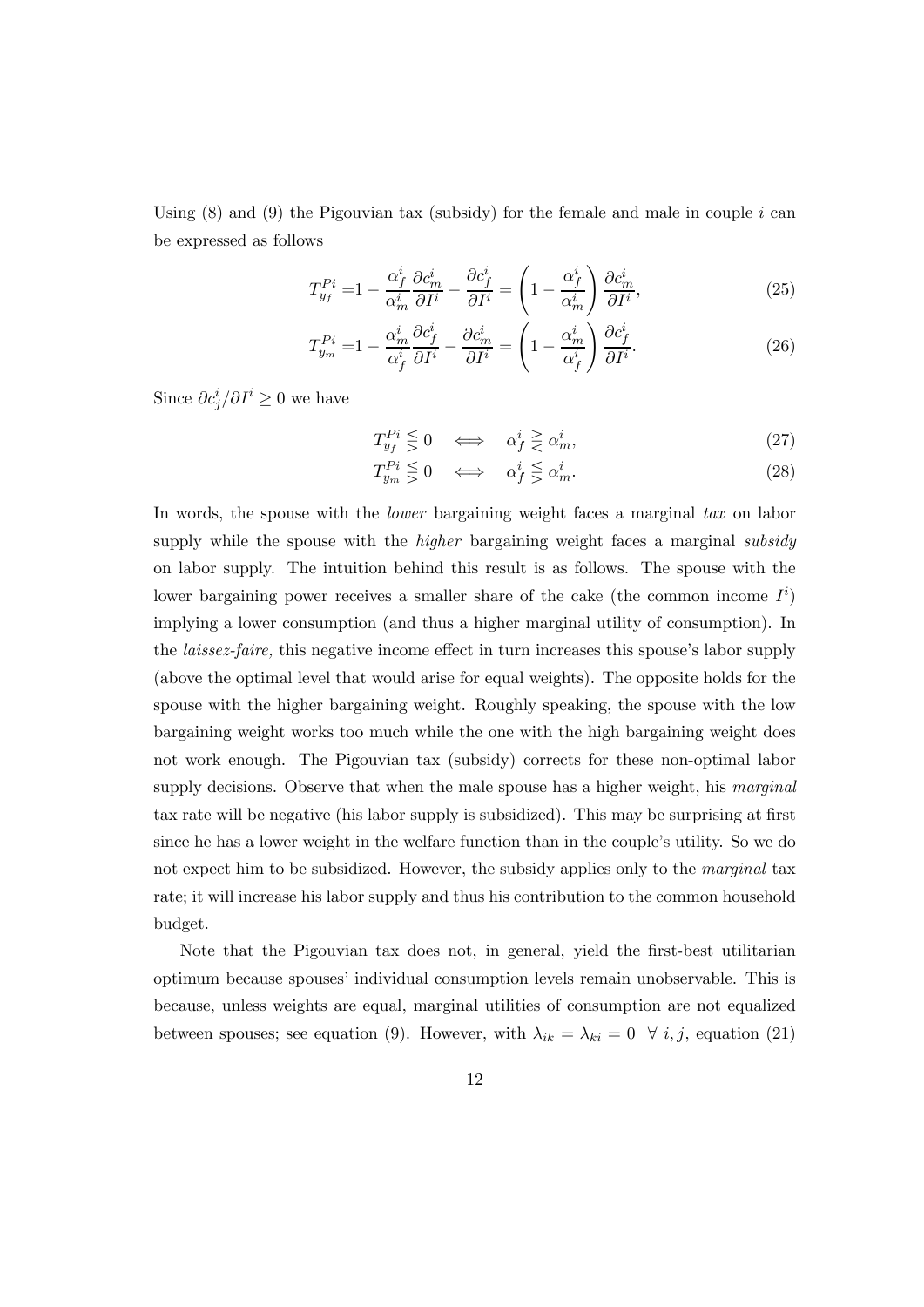Using (8) and (9) the Pigouvian tax (subsidy) for the female and male in couple $i$ can be expressed as follows

$$T_{y_f}^{Pi} = 1 - \frac{\alpha_f^i}{\alpha_m^i} \frac{\partial c_m^i}{\partial I^i} - \frac{\partial c_f^i}{\partial I^i} = \left(1 - \frac{\alpha_f^i}{\alpha_m^i}\right) \frac{\partial c_m^i}{\partial I^i}, \tag{25}$$

$$T_{y_m}^{Pi} = 1 - \frac{\alpha_m^i}{\alpha_f^i} \frac{\partial c_f^i}{\partial I^i} - \frac{\partial c_m^i}{\partial I^i} = \left(1 - \frac{\alpha_m^i}{\alpha_f^i}\right) \frac{\partial c_f^i}{\partial I^i}. \tag{26}$$

Since $\partial c_j^i / \partial I^i \geq 0$ we have

$$T_{y_f}^{Pi} \lesseqgtr 0 \iff \alpha_f^i \gtreqless \alpha_m^i, \tag{27}$$

$$T_{y_m}^{Pi} \lesseqgtr 0 \iff \alpha_f^i \lesseqgtr \alpha_m^i. \tag{28}$$

In words, the spouse with the *lower* bargaining weight faces a marginal *tax* on labor supply while the spouse with the *higher* bargaining weight faces a marginal *subsidy* on labor supply. The intuition behind this result is as follows. The spouse with the lower bargaining power receives a smaller share of the cake (the common income $I^i$) implying a lower consumption (and thus a higher marginal utility of consumption). In the *laissez-faire,* this negative income effect in turn increases this spouse's labor supply (above the optimal level that would arise for equal weights). The opposite holds for the spouse with the higher bargaining weight. Roughly speaking, the spouse with the low bargaining weight works too much while the one with the high bargaining weight does not work enough. The Pigouvian tax (subsidy) corrects for these non-optimal labor supply decisions. Observe that when the male spouse has a higher weight, his *marginal* tax rate will be negative (his labor supply is subsidized). This may be surprising at first since he has a lower weight in the welfare function than in the couple's utility. So we do not expect him to be subsidized. However, the subsidy applies only to the *marginal* tax rate; it will increase his labor supply and thus his contribution to the common household budget.

Note that the Pigouvian tax does not, in general, yield the first-best utilitarian optimum because spouses' individual consumption levels remain unobservable. This is because, unless weights are equal, marginal utilities of consumption are not equalized between spouses; see equation (9). However, with $\lambda_{ik} = \lambda_{ki} = 0 \ \ \forall \ i, j$, equation (21)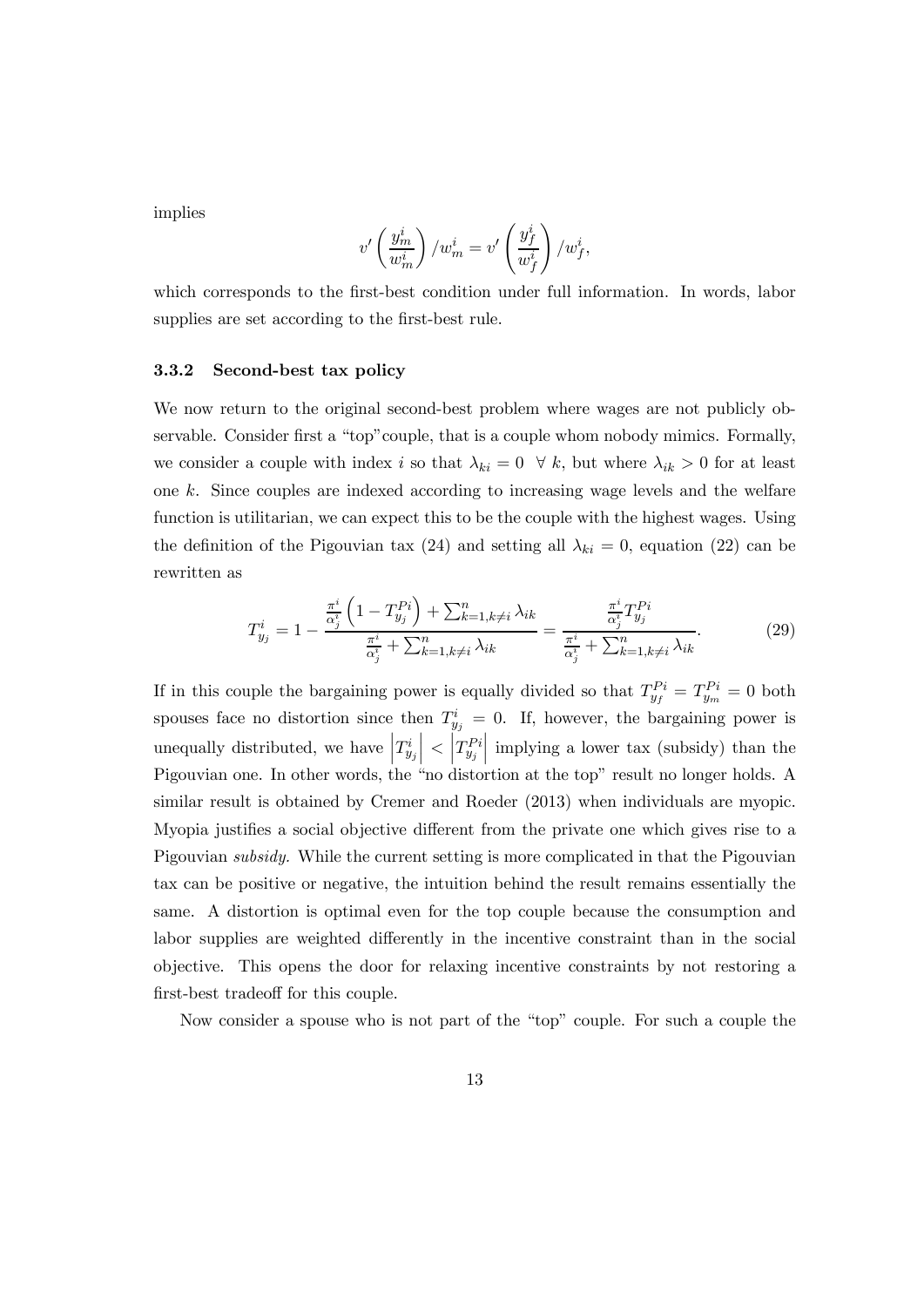implies

$$v'\left(\frac{y_m^i}{w_m^i}\right)/w_m^i = v'\left(\frac{y_f^i}{w_f^i}\right)/w_f^i,$$

which corresponds to the first-best condition under full information. In words, labor supplies are set according to the first-best rule.

### 3.3.2 Second-best tax policy

We now return to the original second-best problem where wages are not publicly observable. Consider first a "top" couple, that is a couple whom nobody mimics. Formally, we consider a couple with index $i$ so that $\lambda_{ki} = 0 \ \ \forall \ k$, but where $\lambda_{ik} > 0$ for at least one $k$. Since couples are indexed according to increasing wage levels and the welfare function is utilitarian, we can expect this to be the couple with the highest wages. Using the definition of the Pigouvian tax (24) and setting all $\lambda_{ki} = 0$, equation (22) can be rewritten as

$$T_{y_j}^i = 1 - \frac{\frac{\pi^i}{\alpha_j^i}\left(1 - T_{y_j}^{Pi}\right) + \sum_{k=1,k\neq i}^n \lambda_{ik}}{\frac{\pi^i}{\alpha_j^i} + \sum_{k=1,k\neq i}^n \lambda_{ik}} = \frac{\frac{\pi^i}{\alpha_j^i} T_{y_j}^{Pi}}{\frac{\pi^i}{\alpha_j^i} + \sum_{k=1,k\neq i}^n \lambda_{ik}}. \tag{29}$$

If in this couple the bargaining power is equally divided so that $T_{y_f}^{Pi} = T_{y_m}^{Pi} = 0$ both spouses face no distortion since then $T_{y_j}^i = 0$. If, however, the bargaining power is unequally distributed, we have $\left|T_{y_j}^i\right| < \left|T_{y_j}^{Pi}\right|$ implying a lower tax (subsidy) than the Pigouvian one. In other words, the "no distortion at the top" result no longer holds. A similar result is obtained by Cremer and Roeder (2013) when individuals are myopic. Myopia justifies a social objective different from the private one which gives rise to a Pigouvian *subsidy*. While the current setting is more complicated in that the Pigouvian tax can be positive or negative, the intuition behind the result remains essentially the same. A distortion is optimal even for the top couple because the consumption and labor supplies are weighted differently in the incentive constraint than in the social objective. This opens the door for relaxing incentive constraints by not restoring a first-best tradeoff for this couple.

Now consider a spouse who is not part of the "top" couple. For such a couple the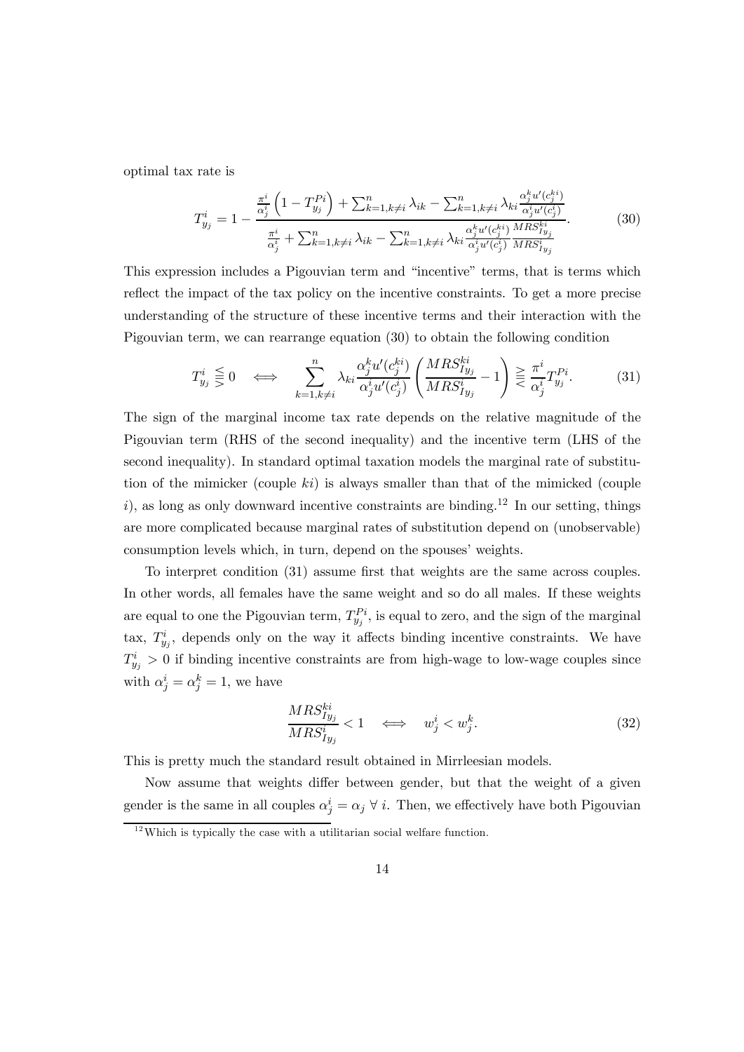optimal tax rate is

$$T^i_{y_j} = 1 - \frac{\frac{\pi^i}{\alpha^i_j}\left(1 - T^{Pi}_{y_j}\right) + \sum_{k=1,k\neq i}^{n} \lambda_{ik} - \sum_{k=1,k\neq i}^{n} \lambda_{ki} \frac{\alpha^k_j u'(c^{ki}_j)}{\alpha^i_j u'(c^i_j)}}{\frac{\pi^i}{\alpha^i_j} + \sum_{k=1,k\neq i}^{n} \lambda_{ik} - \sum_{k=1,k\neq i}^{n} \lambda_{ki} \frac{\alpha^k_j u'(c^{ki}_j)}{\alpha^i_j u'(c^i_j)} \frac{MRS^{ki}_{Iy_j}}{MRS^i_{Iy_j}}}. \tag{30}$$

This expression includes a Pigouvian term and "incentive" terms, that is terms which reflect the impact of the tax policy on the incentive constraints. To get a more precise understanding of the structure of these incentive terms and their interaction with the Pigouvian term, we can rearrange equation (30) to obtain the following condition

$$T^i_{y_j} \lesseqqgtr 0 \quad \Longleftrightarrow \quad \sum_{k=1,k\neq i}^{n} \lambda_{ki} \frac{\alpha^k_j u'(c^{ki}_j)}{\alpha^i_j u'(c^i_j)} \left(\frac{MRS^{ki}_{Iy_j}}{MRS^i_{Iy_j}} - 1\right) \gtreqqless \frac{\pi^i}{\alpha^i_j} T^{Pi}_{y_j}. \tag{31}$$

The sign of the marginal income tax rate depends on the relative magnitude of the Pigouvian term (RHS of the second inequality) and the incentive term (LHS of the second inequality). In standard optimal taxation models the marginal rate of substitution of the mimicker (couple $ki$) is always smaller than that of the mimicked (couple $i$), as long as only downward incentive constraints are binding.[12] In our setting, things are more complicated because marginal rates of substitution depend on (unobservable) consumption levels which, in turn, depend on the spouses' weights.

To interpret condition (31) assume first that weights are the same across couples. In other words, all females have the same weight and so do all males. If these weights are equal to one the Pigouvian term, $T^{Pi}_{y_j}$, is equal to zero, and the sign of the marginal tax, $T^i_{y_j}$, depends only on the way it affects binding incentive constraints. We have $T^i_{y_j} > 0$ if binding incentive constraints are from high-wage to low-wage couples since with $\alpha^i_j = \alpha^k_j = 1$, we have

$$\frac{MRS^{ki}_{Iy_j}}{MRS^i_{Iy_j}} < 1 \quad \Longleftrightarrow \quad w^i_j < w^k_j. \tag{32}$$

This is pretty much the standard result obtained in Mirrleesian models.

Now assume that weights differ between gender, but that the weight of a given gender is the same in all couples $\alpha^i_j = \alpha_j \; \forall \; i$. Then, we effectively have both Pigouvian

[12] Which is typically the case with a utilitarian social welfare function.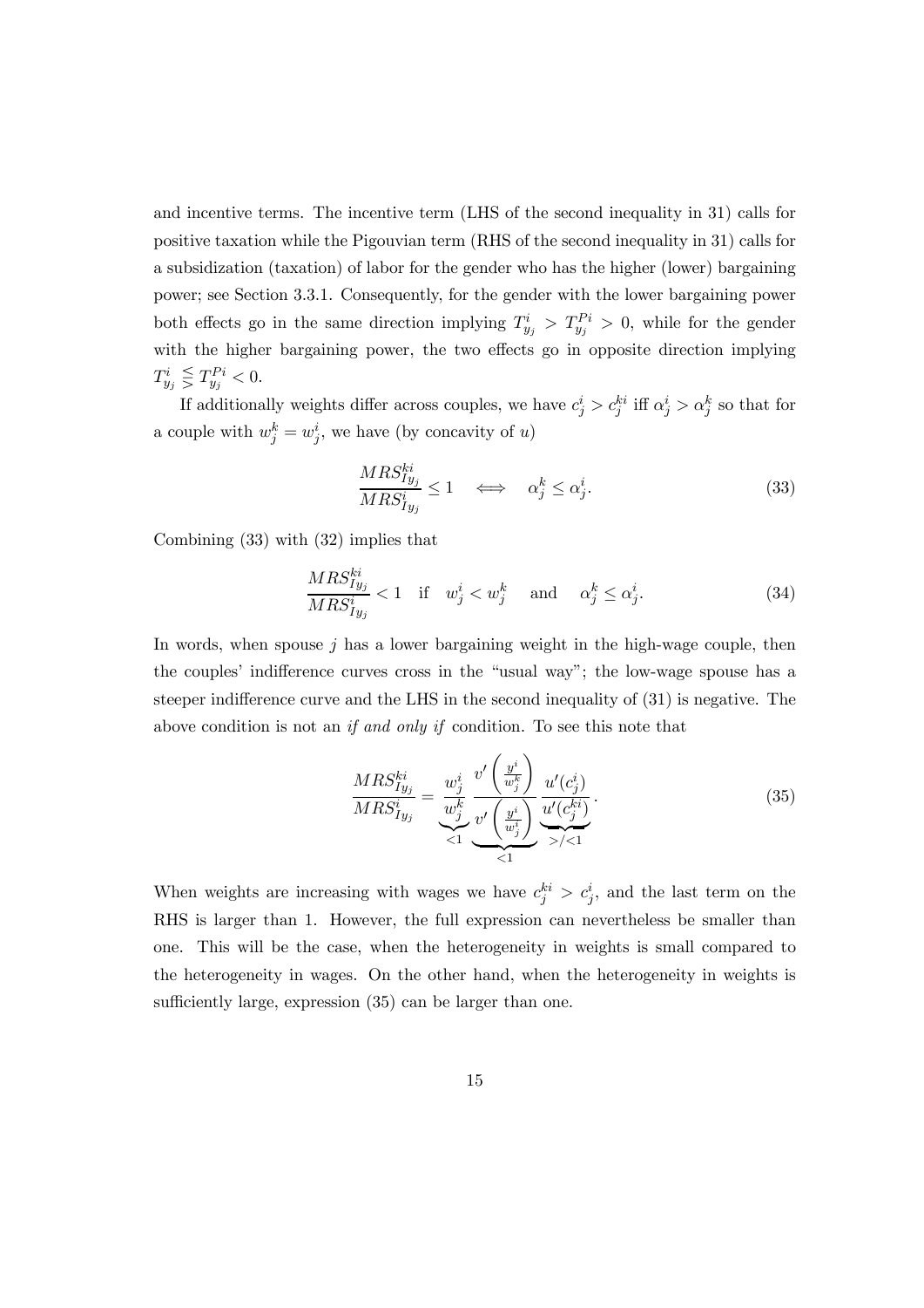and incentive terms. The incentive term (LHS of the second inequality in 31) calls for positive taxation while the Pigouvian term (RHS of the second inequality in 31) calls for a subsidization (taxation) of labor for the gender who has the higher (lower) bargaining power; see Section 3.3.1. Consequently, for the gender with the lower bargaining power both effects go in the same direction implying $T^i_{y_j} > T^{Pi}_{y_j} > 0$, while for the gender with the higher bargaining power, the two effects go in opposite direction implying $T^i_{y_j} \lesseqgtr T^{Pi}_{y_j} < 0$.

If additionally weights differ across couples, we have $c^i_j > c^{ki}_j$ iff $\alpha^i_j > \alpha^k_j$ so that for a couple with $w^k_j = w^i_j$, we have (by concavity of $u$)

$$\frac{MRS^{ki}_{Iy_j}}{MRS^i_{Iy_j}} \leq 1 \quad \Longleftrightarrow \quad \alpha^k_j \leq \alpha^i_j. \tag{33}$$

Combining (33) with (32) implies that

$$\frac{MRS^{ki}_{Iy_j}}{MRS^i_{Iy_j}} < 1 \quad \text{if} \quad w^i_j < w^k_j \quad \text{and} \quad \alpha^k_j \leq \alpha^i_j. \tag{34}$$

In words, when spouse $j$ has a lower bargaining weight in the high-wage couple, then the couples' indifference curves cross in the "usual way"; the low-wage spouse has a steeper indifference curve and the LHS in the second inequality of (31) is negative. The above condition is not an *if and only if* condition. To see this note that

$$\frac{MRS^{ki}_{Iy_j}}{MRS^i_{Iy_j}} = \underbrace{\frac{w^i_j}{w^k_j}}_{<1} \underbrace{\frac{v'\left(\frac{y^i}{w^k_j}\right)}{v'\left(\frac{y^i}{w^i_j}\right)}}_{<1} \underbrace{\frac{u'(c^i_j)}{u'(c^{ki}_j)}}_{>/<1}. \tag{35}$$

When weights are increasing with wages we have $c^{ki}_j > c^i_j$, and the last term on the RHS is larger than 1. However, the full expression can nevertheless be smaller than one. This will be the case, when the heterogeneity in weights is small compared to the heterogeneity in wages. On the other hand, when the heterogeneity in weights is sufficiently large, expression (35) can be larger than one.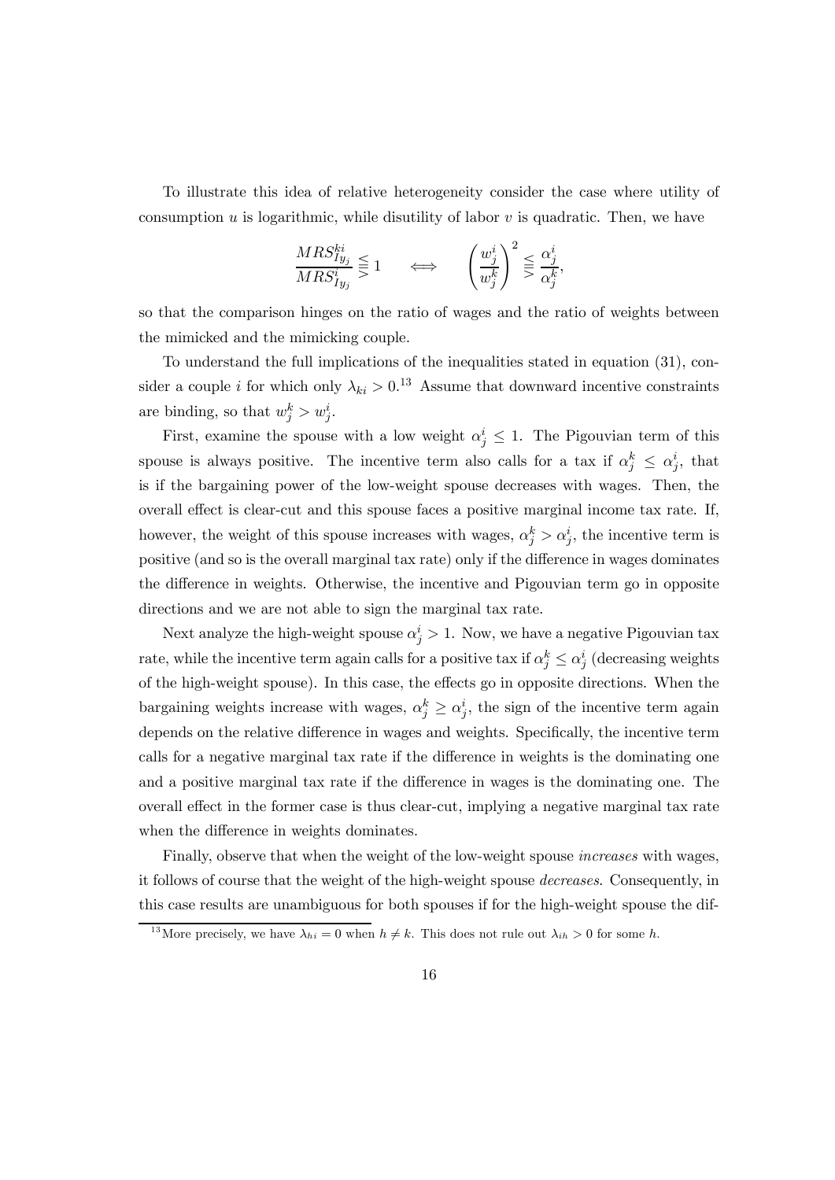To illustrate this idea of relative heterogeneity consider the case where utility of consumption $u$ is logarithmic, while disutility of labor $v$ is quadratic. Then, we have

$$\frac{MRS^{ki}_{Iy_j}}{MRS^{i}_{Iy_j}} \lesseqgtr 1 \qquad \Longleftrightarrow \qquad \left(\frac{w^i_j}{w^k_j}\right)^2 \lesseqgtr \frac{\alpha^i_j}{\alpha^k_j},$$

so that the comparison hinges on the ratio of wages and the ratio of weights between the mimicked and the mimicking couple.

To understand the full implications of the inequalities stated in equation (31), consider a couple $i$ for which only $\lambda_{ki} > 0$.[13] Assume that downward incentive constraints are binding, so that $w^k_j > w^i_j$.

First, examine the spouse with a low weight $\alpha^i_j \leq 1$. The Pigouvian term of this spouse is always positive. The incentive term also calls for a tax if $\alpha^k_j \leq \alpha^i_j$, that is if the bargaining power of the low-weight spouse decreases with wages. Then, the overall effect is clear-cut and this spouse faces a positive marginal income tax rate. If, however, the weight of this spouse increases with wages, $\alpha^k_j > \alpha^i_j$, the incentive term is positive (and so is the overall marginal tax rate) only if the difference in wages dominates the difference in weights. Otherwise, the incentive and Pigouvian term go in opposite directions and we are not able to sign the marginal tax rate.

Next analyze the high-weight spouse $\alpha^i_j > 1$. Now, we have a negative Pigouvian tax rate, while the incentive term again calls for a positive tax if $\alpha^k_j \leq \alpha^i_j$ (decreasing weights of the high-weight spouse). In this case, the effects go in opposite directions. When the bargaining weights increase with wages, $\alpha^k_j \geq \alpha^i_j$, the sign of the incentive term again depends on the relative difference in wages and weights. Specifically, the incentive term calls for a negative marginal tax rate if the difference in weights is the dominating one and a positive marginal tax rate if the difference in wages is the dominating one. The overall effect in the former case is thus clear-cut, implying a negative marginal tax rate when the difference in weights dominates.

Finally, observe that when the weight of the low-weight spouse *increases* with wages, it follows of course that the weight of the high-weight spouse *decreases*. Consequently, in this case results are unambiguous for both spouses if for the high-weight spouse the dif-

[13] More precisely, we have $\lambda_{hi} = 0$ when $h \neq k$. This does not rule out $\lambda_{ih} > 0$ for some $h$.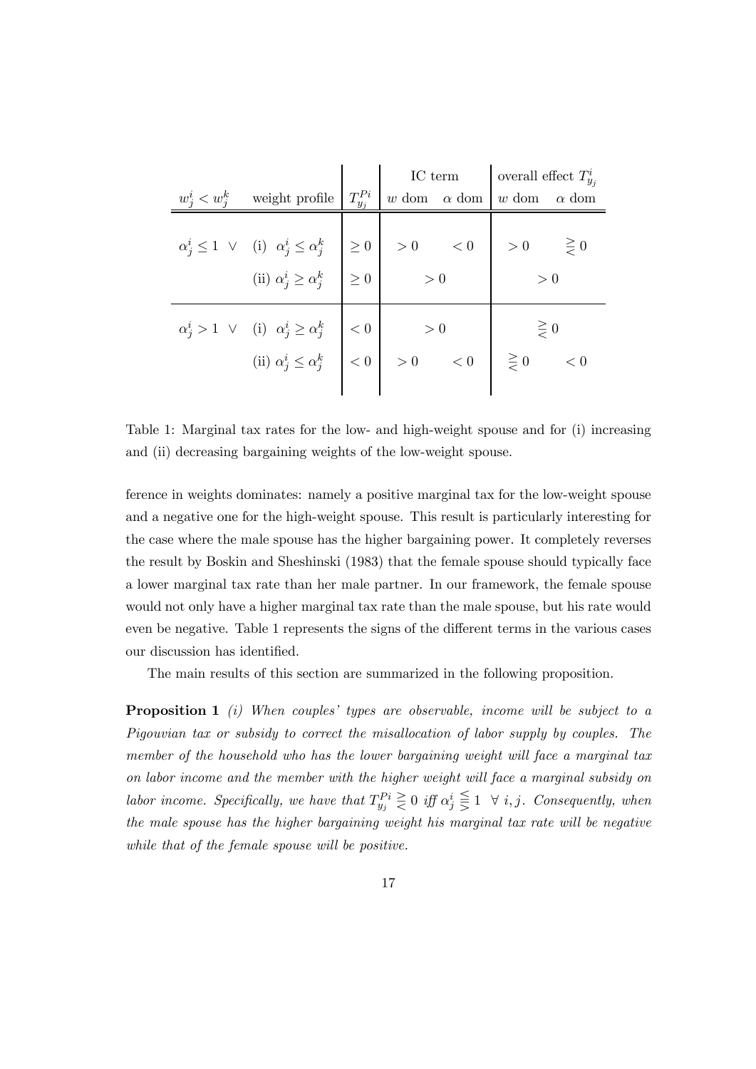| $w_j^i < w_j^k$ | weight profile | $T_{y_j}^{Pi}$ | IC term | | overall effect $T_{y_j}^i$ | |
|---|---|---|---|---|---|---|
| | | | $w$ dom | $\alpha$ dom | $w$ dom | $\alpha$ dom |
| $\alpha_j^i \leq 1 \;\vee$ | (i) $\alpha_j^i \leq \alpha_j^k$ | $\geq 0$ | $> 0$ | $< 0$ | $> 0$ | $\gtreqless 0$ |
| | (ii) $\alpha_j^i \geq \alpha_j^k$ | $\geq 0$ | $> 0$ | | $> 0$ | |
| $\alpha_j^i > 1 \;\vee$ | (i) $\alpha_j^i \geq \alpha_j^k$ | $< 0$ | $> 0$ | | $\gtreqless 0$ | |
| | (ii) $\alpha_j^i \leq \alpha_j^k$ | $< 0$ | $> 0$ | $< 0$ | $\gtreqless 0$ | $< 0$ |

Table 1: Marginal tax rates for the low- and high-weight spouse and for (i) increasing and (ii) decreasing bargaining weights of the low-weight spouse.

ference in weights dominates: namely a positive marginal tax for the low-weight spouse and a negative one for the high-weight spouse. This result is particularly interesting for the case where the male spouse has the higher bargaining power. It completely reverses the result by Boskin and Sheshinski (1983) that the female spouse should typically face a lower marginal tax rate than her male partner. In our framework, the female spouse would not only have a higher marginal tax rate than the male spouse, but his rate would even be negative. Table 1 represents the signs of the different terms in the various cases our discussion has identified.

The main results of this section are summarized in the following proposition.

**Proposition 1** *(i) When couples' types are observable, income will be subject to a Pigouvian tax or subsidy to correct the misallocation of labor supply by couples. The member of the household who has the lower bargaining weight will face a marginal tax on labor income and the member with the higher weight will face a marginal subsidy on labor income. Specifically, we have that* $T_{y_j}^{Pi} \gtreqless 0$ *iff* $\alpha_j^i \lesseqgtr 1 \;\; \forall \; i, j$. *Consequently, when the male spouse has the higher bargaining weight his marginal tax rate will be negative while that of the female spouse will be positive.*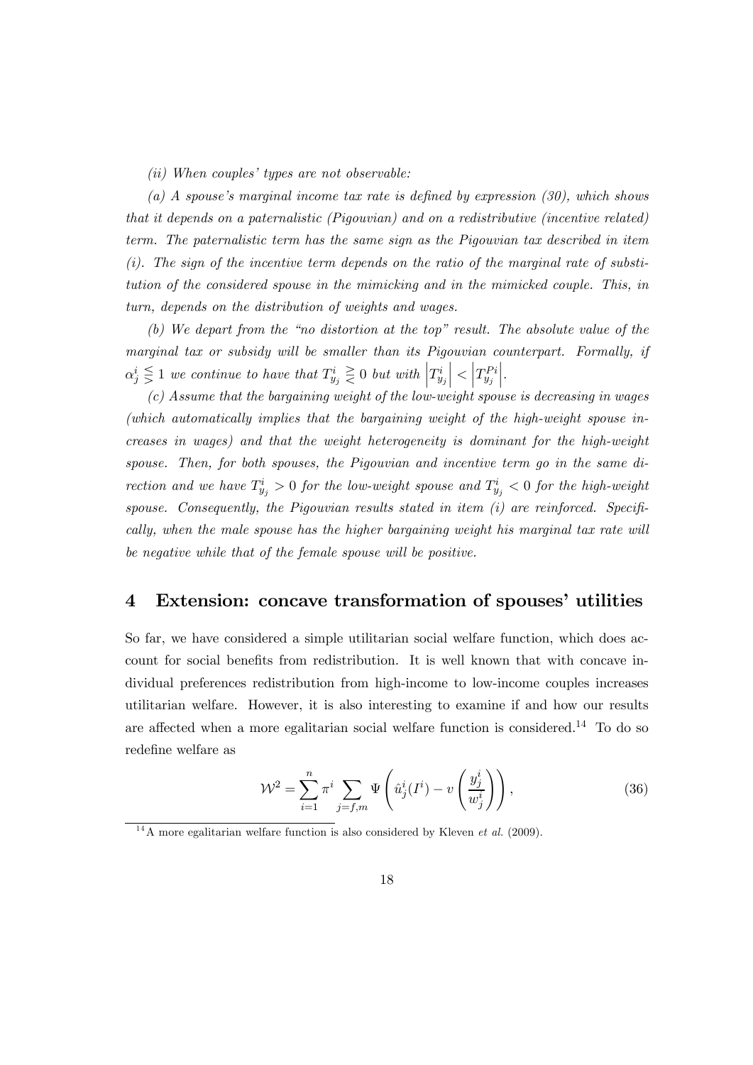*(ii) When couples' types are not observable:*

*(a) A spouse's marginal income tax rate is defined by expression (30), which shows that it depends on a paternalistic (Pigouvian) and on a redistributive (incentive related) term. The paternalistic term has the same sign as the Pigouvian tax described in item (i). The sign of the incentive term depends on the ratio of the marginal rate of substitution of the considered spouse in the mimicking and in the mimicked couple. This, in turn, depends on the distribution of weights and wages.*

*(b) We depart from the "no distortion at the top" result. The absolute value of the marginal tax or subsidy will be smaller than its Pigouvian counterpart. Formally, if* $\alpha_j^i \lesseqgtr 1$ *we continue to have that* $T_{y_j}^i \gtreqless 0$ *but with* $\left|T_{y_j}^i\right| < \left|T_{y_j}^{Pi}\right|$.

*(c) Assume that the bargaining weight of the low-weight spouse is decreasing in wages (which automatically implies that the bargaining weight of the high-weight spouse increases in wages) and that the weight heterogeneity is dominant for the high-weight spouse. Then, for both spouses, the Pigouvian and incentive term go in the same direction and we have* $T_{y_j}^i > 0$ *for the low-weight spouse and* $T_{y_j}^i < 0$ *for the high-weight spouse. Consequently, the Pigouvian results stated in item (i) are reinforced. Specifically, when the male spouse has the higher bargaining weight his marginal tax rate will be negative while that of the female spouse will be positive.*

# 4 Extension: concave transformation of spouses' utilities

So far, we have considered a simple utilitarian social welfare function, which does account for social benefits from redistribution. It is well known that with concave individual preferences redistribution from high-income to low-income couples increases utilitarian welfare. However, it is also interesting to examine if and how our results are affected when a more egalitarian social welfare function is considered.[14] To do so redefine welfare as

$$\mathcal{W}^2 = \sum_{i=1}^{n} \pi^i \sum_{j=f,m} \Psi\left(\hat{u}_j^i(I^i) - v\left(\frac{y_j^i}{w_j^i}\right)\right), \tag{36}$$

[14] A more egalitarian welfare function is also considered by Kleven *et al.* (2009).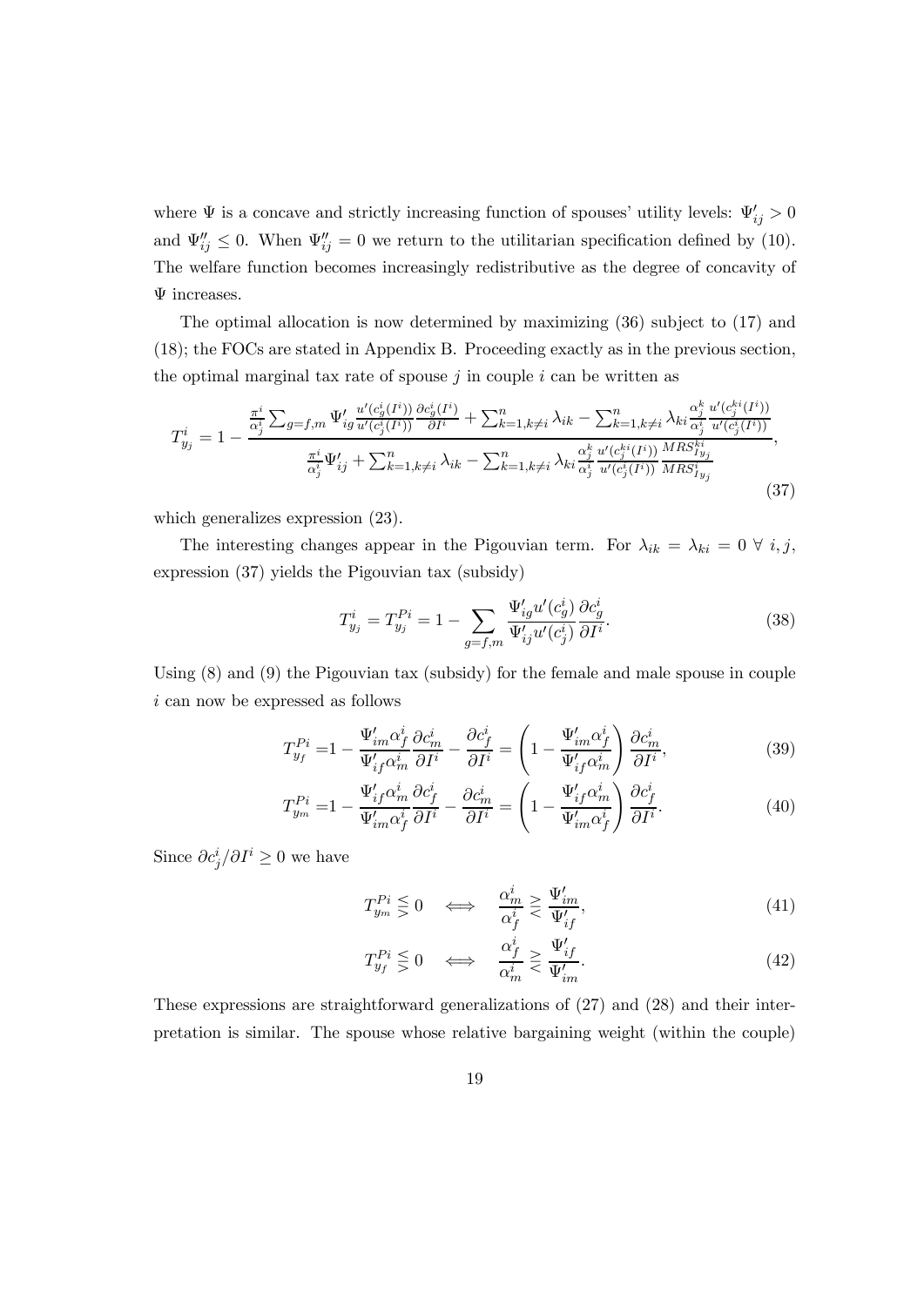where $\Psi$ is a concave and strictly increasing function of spouses' utility levels: $\Psi'_{ij} > 0$ and $\Psi''_{ij} \leq 0$. When $\Psi''_{ij} = 0$ we return to the utilitarian specification defined by (10). The welfare function becomes increasingly redistributive as the degree of concavity of $\Psi$ increases.

The optimal allocation is now determined by maximizing (36) subject to (17) and (18); the FOCs are stated in Appendix B. Proceeding exactly as in the previous section, the optimal marginal tax rate of spouse $j$ in couple $i$ can be written as

$$T^i_{y_j} = 1 - \frac{\frac{\pi^i}{\alpha^i_j} \sum_{g=f,m} \Psi'_{ig} \frac{u'(c^i_g(I^i))}{u'(c^i_j(I^i))} \frac{\partial c^i_g(I^i)}{\partial I^i} + \sum_{k=1,k\neq i}^n \lambda_{ik} - \sum_{k=1,k\neq i}^n \lambda_{ki} \frac{\alpha^k_j}{\alpha^i_j} \frac{u'(c^{ki}_j(I^i))}{u'(c^i_j(I^i))}}{\frac{\pi^i}{\alpha^i_j} \Psi'_{ij} + \sum_{k=1,k\neq i}^n \lambda_{ik} - \sum_{k=1,k\neq i}^n \lambda_{ki} \frac{\alpha^k_j}{\alpha^i_j} \frac{u'(c^{ki}_j(I^i))}{u'(c^i_j(I^i))} \frac{MRS^{ki}_{Iy_j}}{MRS^i_{Iy_j}}}, \tag{37}$$

which generalizes expression (23).

The interesting changes appear in the Pigouvian term. For $\lambda_{ik} = \lambda_{ki} = 0 \ \forall \ i, j$, expression (37) yields the Pigouvian tax (subsidy)

$$T^i_{y_j} = T^{Pi}_{y_j} = 1 - \sum_{g=f,m} \frac{\Psi'_{ig} u'(c^i_g)}{\Psi'_{ij} u'(c^i_j)} \frac{\partial c^i_g}{\partial I^i}. \tag{38}$$

Using (8) and (9) the Pigouvian tax (subsidy) for the female and male spouse in couple $i$ can now be expressed as follows

$$T^{Pi}_{y_f} = 1 - \frac{\Psi'_{im} \alpha^i_f}{\Psi'_{if} \alpha^i_m} \frac{\partial c^i_m}{\partial I^i} - \frac{\partial c^i_f}{\partial I^i} = \left(1 - \frac{\Psi'_{im} \alpha^i_f}{\Psi'_{if} \alpha^i_m}\right) \frac{\partial c^i_m}{\partial I^i}, \tag{39}$$

$$T^{Pi}_{y_m} = 1 - \frac{\Psi'_{if} \alpha^i_m}{\Psi'_{im} \alpha^i_f} \frac{\partial c^i_f}{\partial I^i} - \frac{\partial c^i_m}{\partial I^i} = \left(1 - \frac{\Psi'_{if} \alpha^i_m}{\Psi'_{im} \alpha^i_f}\right) \frac{\partial c^i_f}{\partial I^i}. \tag{40}$$

Since $\partial c^i_j / \partial I^i \geq 0$ we have

$$T^{Pi}_{y_m} \lesseqgtr 0 \quad \Longleftrightarrow \quad \frac{\alpha^i_m}{\alpha^i_f} \gtreqless \frac{\Psi'_{im}}{\Psi'_{if}}, \tag{41}$$

$$T^{Pi}_{y_f} \lesseqgtr 0 \quad \Longleftrightarrow \quad \frac{\alpha^i_f}{\alpha^i_m} \gtreqless \frac{\Psi'_{if}}{\Psi'_{im}}. \tag{42}$$

These expressions are straightforward generalizations of (27) and (28) and their interpretation is similar. The spouse whose relative bargaining weight (within the couple)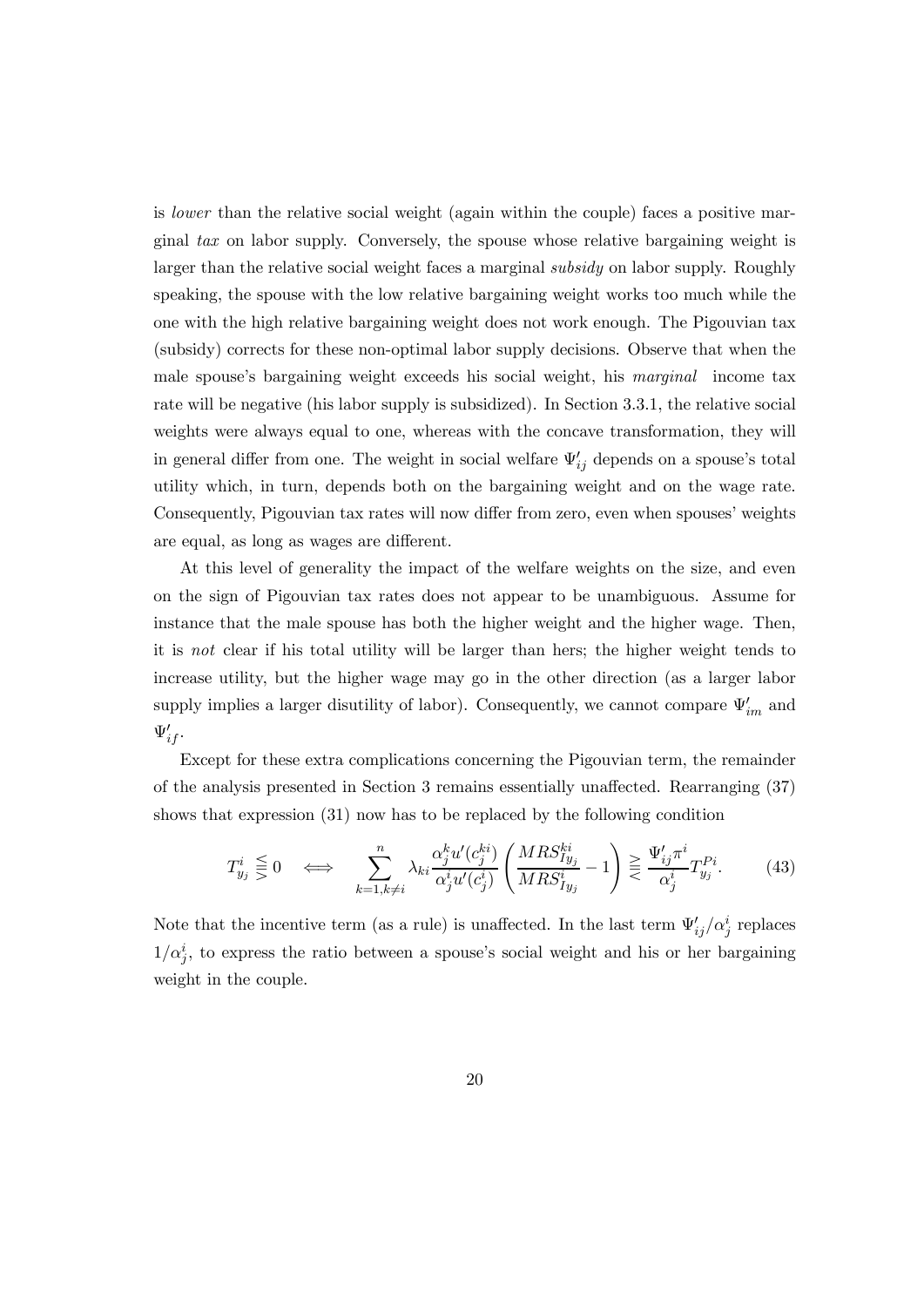is *lower* than the relative social weight (again within the couple) faces a positive marginal *tax* on labor supply. Conversely, the spouse whose relative bargaining weight is larger than the relative social weight faces a marginal *subsidy* on labor supply. Roughly speaking, the spouse with the low relative bargaining weight works too much while the one with the high relative bargaining weight does not work enough. The Pigouvian tax (subsidy) corrects for these non-optimal labor supply decisions. Observe that when the male spouse's bargaining weight exceeds his social weight, his *marginal* income tax rate will be negative (his labor supply is subsidized). In Section 3.3.1, the relative social weights were always equal to one, whereas with the concave transformation, they will in general differ from one. The weight in social welfare $\Psi'_{ij}$ depends on a spouse's total utility which, in turn, depends both on the bargaining weight and on the wage rate. Consequently, Pigouvian tax rates will now differ from zero, even when spouses' weights are equal, as long as wages are different.

At this level of generality the impact of the welfare weights on the size, and even on the sign of Pigouvian tax rates does not appear to be unambiguous. Assume for instance that the male spouse has both the higher weight and the higher wage. Then, it is *not* clear if his total utility will be larger than hers; the higher weight tends to increase utility, but the higher wage may go in the other direction (as a larger labor supply implies a larger disutility of labor). Consequently, we cannot compare $\Psi'_{im}$ and $\Psi'_{if}$.

Except for these extra complications concerning the Pigouvian term, the remainder of the analysis presented in Section 3 remains essentially unaffected. Rearranging (37) shows that expression (31) now has to be replaced by the following condition

$$T^i_{y_j} \lesseqqgtr 0 \quad \Longleftrightarrow \quad \sum_{k=1, k\neq i}^{n} \lambda_{ki} \frac{\alpha^k_j u'(c^{ki}_j)}{\alpha^i_j u'(c^i_j)} \left( \frac{MRS^{ki}_{Iy_j}}{MRS^i_{Iy_j}} - 1 \right) \gtreqqless \frac{\Psi'_{ij} \pi^i}{\alpha^i_j} T^{Pi}_{y_j}. \tag{43}$$

Note that the incentive term (as a rule) is unaffected. In the last term $\Psi'_{ij}/\alpha^i_j$ replaces $1/\alpha^i_j$, to express the ratio between a spouse's social weight and his or her bargaining weight in the couple.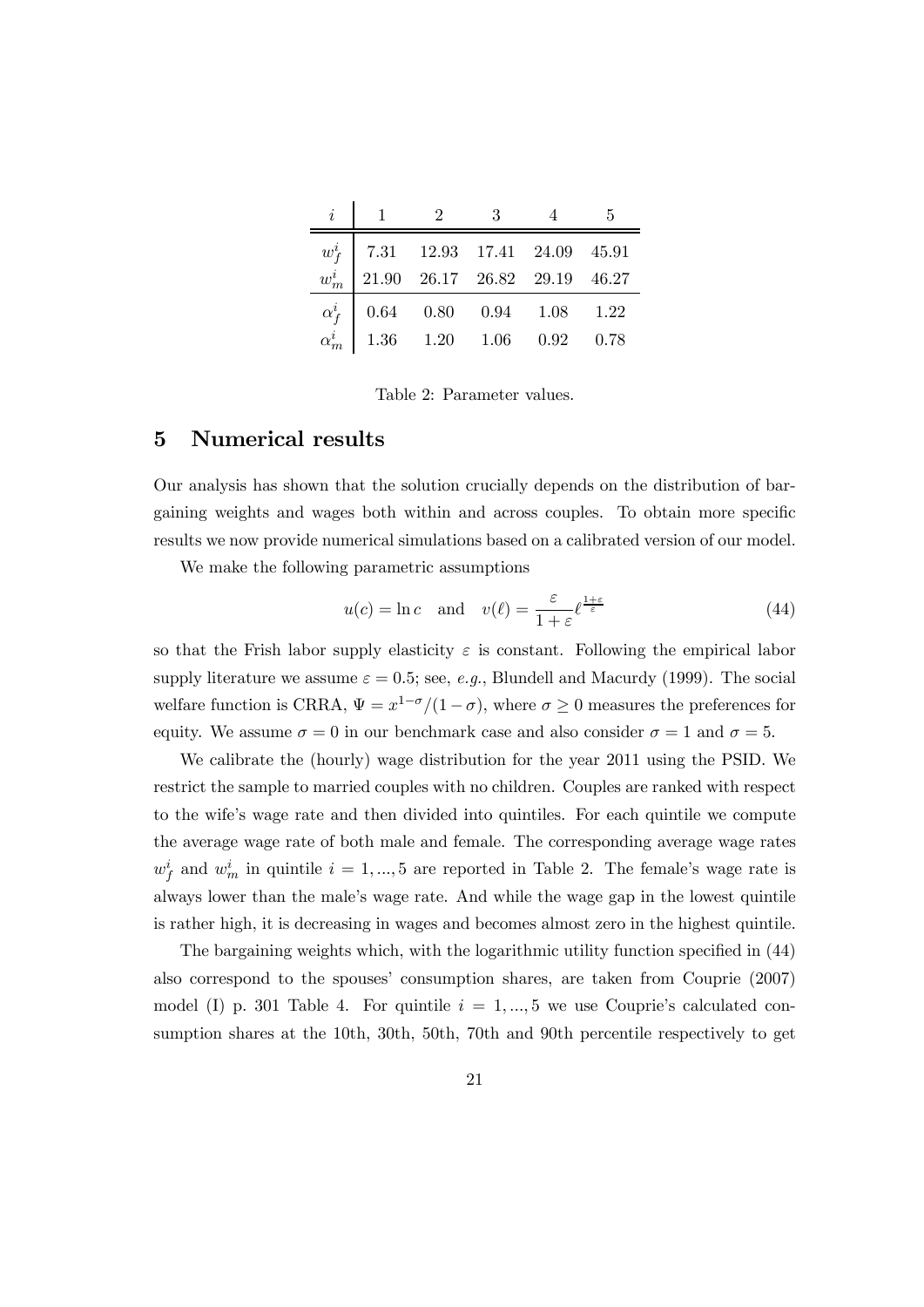| $i$ | 1 | 2 | 3 | 4 | 5 |
|---|---|---|---|---|---|
| $w_f^i$ | 7.31 | 12.93 | 17.41 | 24.09 | 45.91 |
| $w_m^i$ | 21.90 | 26.17 | 26.82 | 29.19 | 46.27 |
| $\alpha_f^i$ | 0.64 | 0.80 | 0.94 | 1.08 | 1.22 |
| $\alpha_m^i$ | 1.36 | 1.20 | 1.06 | 0.92 | 0.78 |

Table 2: Parameter values.

## 5 Numerical results

Our analysis has shown that the solution crucially depends on the distribution of bargaining weights and wages both within and across couples. To obtain more specific results we now provide numerical simulations based on a calibrated version of our model.

We make the following parametric assumptions

$$u(c) = \ln c \quad \text{and} \quad v(\ell) = \frac{\varepsilon}{1+\varepsilon}\ell^{\frac{1+\varepsilon}{\varepsilon}} \tag{44}$$

so that the Frish labor supply elasticity $\varepsilon$ is constant. Following the empirical labor supply literature we assume $\varepsilon = 0.5$; see, *e.g.*, Blundell and Macurdy (1999). The social welfare function is CRRA, $\Psi = x^{1-\sigma}/(1-\sigma)$, where $\sigma \geq 0$ measures the preferences for equity. We assume $\sigma = 0$ in our benchmark case and also consider $\sigma = 1$ and $\sigma = 5$.

We calibrate the (hourly) wage distribution for the year 2011 using the PSID. We restrict the sample to married couples with no children. Couples are ranked with respect to the wife's wage rate and then divided into quintiles. For each quintile we compute the average wage rate of both male and female. The corresponding average wage rates $w_f^i$ and $w_m^i$ in quintile $i = 1, ..., 5$ are reported in Table 2. The female's wage rate is always lower than the male's wage rate. And while the wage gap in the lowest quintile is rather high, it is decreasing in wages and becomes almost zero in the highest quintile.

The bargaining weights which, with the logarithmic utility function specified in (44) also correspond to the spouses' consumption shares, are taken from Couprie (2007) model (I) p. 301 Table 4. For quintile $i = 1, ..., 5$ we use Couprie's calculated consumption shares at the 10th, 30th, 50th, 70th and 90th percentile respectively to get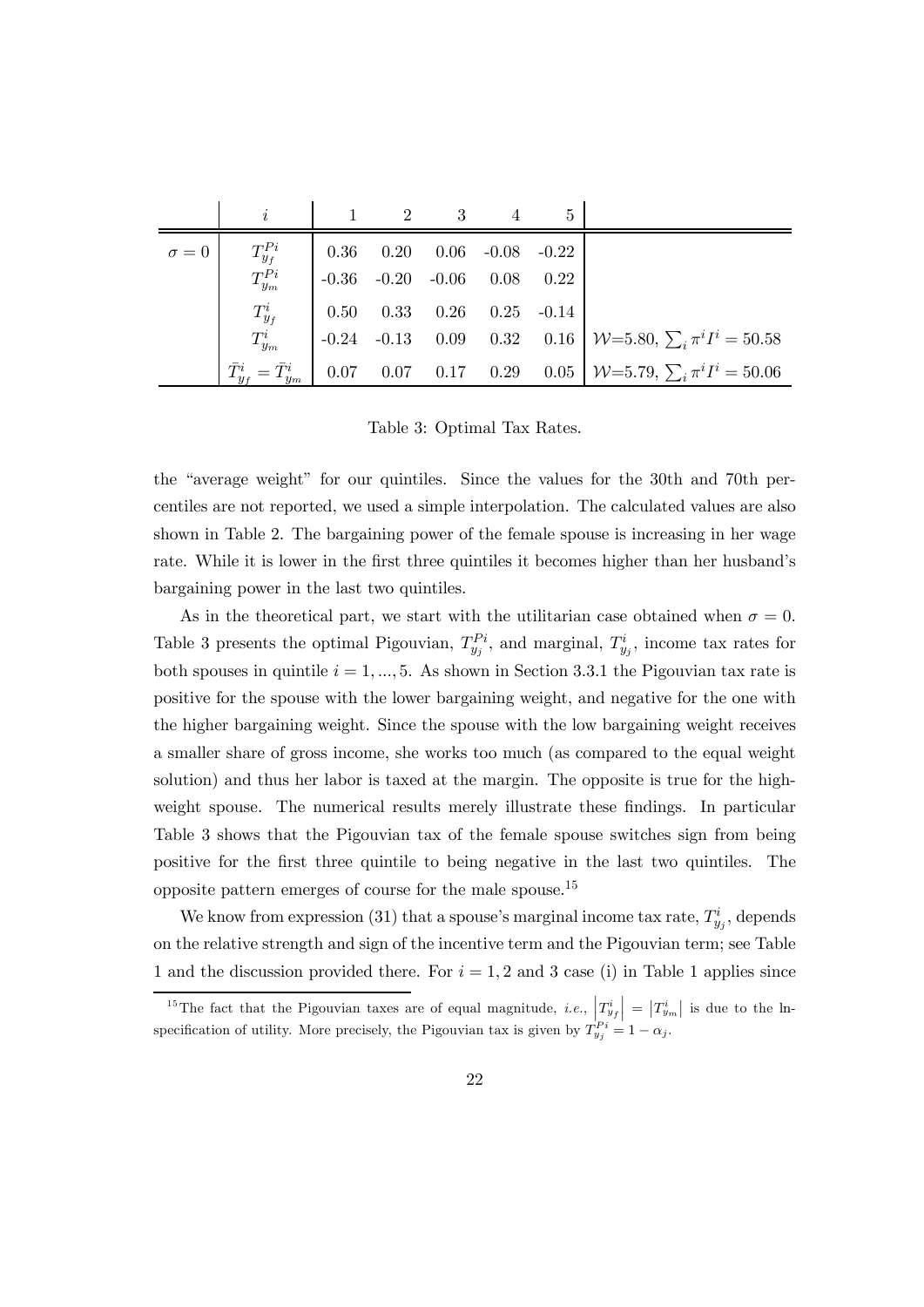| | $i$ | 1 | 2 | 3 | 4 | 5 | |
|---|---|---|---|---|---|---|---|
| $\sigma = 0$ | $T_{y_f}^{Pi}$ | 0.36 | 0.20 | 0.06 | -0.08 | -0.22 | |
| | $T_{y_m}^{Pi}$ | -0.36 | -0.20 | -0.06 | 0.08 | 0.22 | |
| | $T_{y_f}^{i}$ | 0.50 | 0.33 | 0.26 | 0.25 | -0.14 | |
| | $T_{y_m}^{i}$ | -0.24 | -0.13 | 0.09 | 0.32 | 0.16 | $\mathcal{W}$=5.80, $\sum_i \pi^i I^i = 50.58$ |
| | $\bar{T}_{y_f}^{i} = \bar{T}_{y_m}^{i}$ | 0.07 | 0.07 | 0.17 | 0.29 | 0.05 | $\mathcal{W}$=5.79, $\sum_i \pi^i I^i = 50.06$ |

Table 3: Optimal Tax Rates.

the "average weight" for our quintiles. Since the values for the 30th and 70th percentiles are not reported, we used a simple interpolation. The calculated values are also shown in Table 2. The bargaining power of the female spouse is increasing in her wage rate. While it is lower in the first three quintiles it becomes higher than her husband's bargaining power in the last two quintiles.

As in the theoretical part, we start with the utilitarian case obtained when $\sigma = 0$. Table 3 presents the optimal Pigouvian, $T_{y_j}^{Pi}$, and marginal, $T_{y_j}^{i}$, income tax rates for both spouses in quintile $i = 1, ..., 5$. As shown in Section 3.3.1 the Pigouvian tax rate is positive for the spouse with the lower bargaining weight, and negative for the one with the higher bargaining weight. Since the spouse with the low bargaining weight receives a smaller share of gross income, she works too much (as compared to the equal weight solution) and thus her labor is taxed at the margin. The opposite is true for the high-weight spouse. The numerical results merely illustrate these findings. In particular Table 3 shows that the Pigouvian tax of the female spouse switches sign from being positive for the first three quintile to being negative in the last two quintiles. The opposite pattern emerges of course for the male spouse.[15]

We know from expression (31) that a spouse's marginal income tax rate, $T_{y_j}^{i}$, depends on the relative strength and sign of the incentive term and the Pigouvian term; see Table 1 and the discussion provided there. For $i = 1, 2$ and 3 case (i) in Table 1 applies since

[15] The fact that the Pigouvian taxes are of equal magnitude, *i.e.*, $\left|T_{y_f}^{i}\right| = \left|T_{y_m}^{i}\right|$ is due to the ln-specification of utility. More precisely, the Pigouvian tax is given by $T_{y_j}^{Pi} = 1 - \alpha_j$.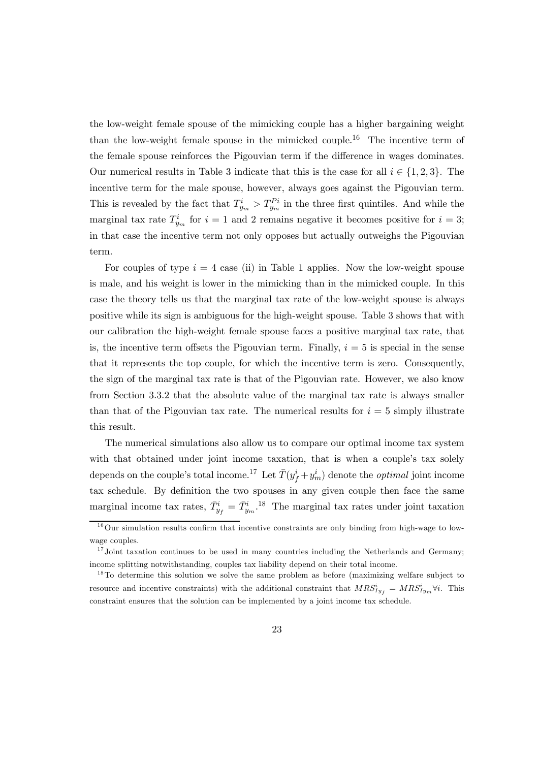the low-weight female spouse of the mimicking couple has a higher bargaining weight than the low-weight female spouse in the mimicked couple.[16] The incentive term of the female spouse reinforces the Pigouvian term if the difference in wages dominates. Our numerical results in Table 3 indicate that this is the case for all $i \in \{1, 2, 3\}$. The incentive term for the male spouse, however, always goes against the Pigouvian term. This is revealed by the fact that $T^i_{y_m} > T^{Pi}_{y_m}$ in the three first quintiles. And while the marginal tax rate $T^i_{y_m}$ for $i = 1$ and 2 remains negative it becomes positive for $i = 3$; in that case the incentive term not only opposes but actually outweighs the Pigouvian term.

For couples of type $i = 4$ case (ii) in Table 1 applies. Now the low-weight spouse is male, and his weight is lower in the mimicking than in the mimicked couple. In this case the theory tells us that the marginal tax rate of the low-weight spouse is always positive while its sign is ambiguous for the high-weight spouse. Table 3 shows that with our calibration the high-weight female spouse faces a positive marginal tax rate, that is, the incentive term offsets the Pigouvian term. Finally, $i = 5$ is special in the sense that it represents the top couple, for which the incentive term is zero. Consequently, the sign of the marginal tax rate is that of the Pigouvian rate. However, we also know from Section 3.3.2 that the absolute value of the marginal tax rate is always smaller than that of the Pigouvian tax rate. The numerical results for $i = 5$ simply illustrate this result.

The numerical simulations also allow us to compare our optimal income tax system with that obtained under joint income taxation, that is when a couple's tax solely depends on the couple's total income.[17] Let $\bar{T}(y^i_f + y^i_m)$ denote the *optimal* joint income tax schedule. By definition the two spouses in any given couple then face the same marginal income tax rates, $\bar{T}^i_{y_f} = \bar{T}^i_{y_m}$.[18] The marginal tax rates under joint taxation

[16] Our simulation results confirm that incentive constraints are only binding from high-wage to low-wage couples.

[17] Joint taxation continues to be used in many countries including the Netherlands and Germany; income splitting notwithstanding, couples tax liability depend on their total income.

[18] To determine this solution we solve the same problem as before (maximizing welfare subject to resource and incentive constraints) with the additional constraint that $MRS^i_{Iy_f} = MRS^i_{Iy_m} \forall i$. This constraint ensures that the solution can be implemented by a joint income tax schedule.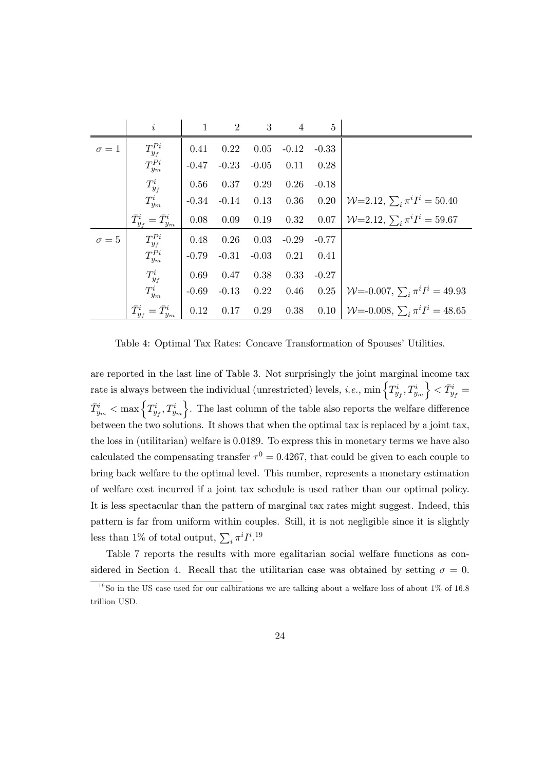|  | $i$ | 1 | 2 | 3 | 4 | 5 |  |
|---|---|---|---|---|---|---|---|
| $\sigma = 1$ | $T_{y_f}^{Pi}$ | 0.41 | 0.22 | 0.05 | -0.12 | -0.33 |  |
|  | $T_{y_m}^{Pi}$ | -0.47 | -0.23 | -0.05 | 0.11 | 0.28 |  |
|  | $T_{y_f}^{i}$ | 0.56 | 0.37 | 0.29 | 0.26 | -0.18 |  |
|  | $T_{y_m}^{i}$ | -0.34 | -0.14 | 0.13 | 0.36 | 0.20 | $\mathcal{W}$=2.12, $\sum_i \pi^i I^i = 50.40$ |
|  | $\bar{T}_{y_f}^{i} = \bar{T}_{y_m}^{i}$ | 0.08 | 0.09 | 0.19 | 0.32 | 0.07 | $\mathcal{W}$=2.12, $\sum_i \pi^i I^i = 59.67$ |
| $\sigma = 5$ | $T_{y_f}^{Pi}$ | 0.48 | 0.26 | 0.03 | -0.29 | -0.77 |  |
|  | $T_{y_m}^{Pi}$ | -0.79 | -0.31 | -0.03 | 0.21 | 0.41 |  |
|  | $T_{y_f}^{i}$ | 0.69 | 0.47 | 0.38 | 0.33 | -0.27 |  |
|  | $T_{y_m}^{i}$ | -0.69 | -0.13 | 0.22 | 0.46 | 0.25 | $\mathcal{W}$=-0.007, $\sum_i \pi^i I^i = 49.93$ |
|  | $\bar{T}_{y_f}^{i} = \bar{T}_{y_m}^{i}$ | 0.12 | 0.17 | 0.29 | 0.38 | 0.10 | $\mathcal{W}$=-0.008, $\sum_i \pi^i I^i = 48.65$ |

Table 4: Optimal Tax Rates: Concave Transformation of Spouses' Utilities.

are reported in the last line of Table 3. Not surprisingly the joint marginal income tax rate is always between the individual (unrestricted) levels, *i.e.*, $\min\left\{T_{y_f}^i, T_{y_m}^i\right\} < \bar{T}_{y_f}^i = \bar{T}_{y_m}^i < \max\left\{T_{y_f}^i, T_{y_m}^i\right\}$. The last column of the table also reports the welfare difference between the two solutions. It shows that when the optimal tax is replaced by a joint tax, the loss in (utilitarian) welfare is 0.0189. To express this in monetary terms we have also calculated the compensating transfer $\tau^0 = 0.4267$, that could be given to each couple to bring back welfare to the optimal level. This number, represents a monetary estimation of welfare cost incurred if a joint tax schedule is used rather than our optimal policy. It is less spectacular than the pattern of marginal tax rates might suggest. Indeed, this pattern is far from uniform within couples. Still, it is not negligible since it is slightly less than 1% of total output, $\sum_i \pi^i I^i$.[19]

Table 7 reports the results with more egalitarian social welfare functions as considered in Section 4. Recall that the utilitarian case was obtained by setting $\sigma = 0$.

[19] So in the US case used for our calbirations we are talking about a welfare loss of about 1% of 16.8 trillion USD.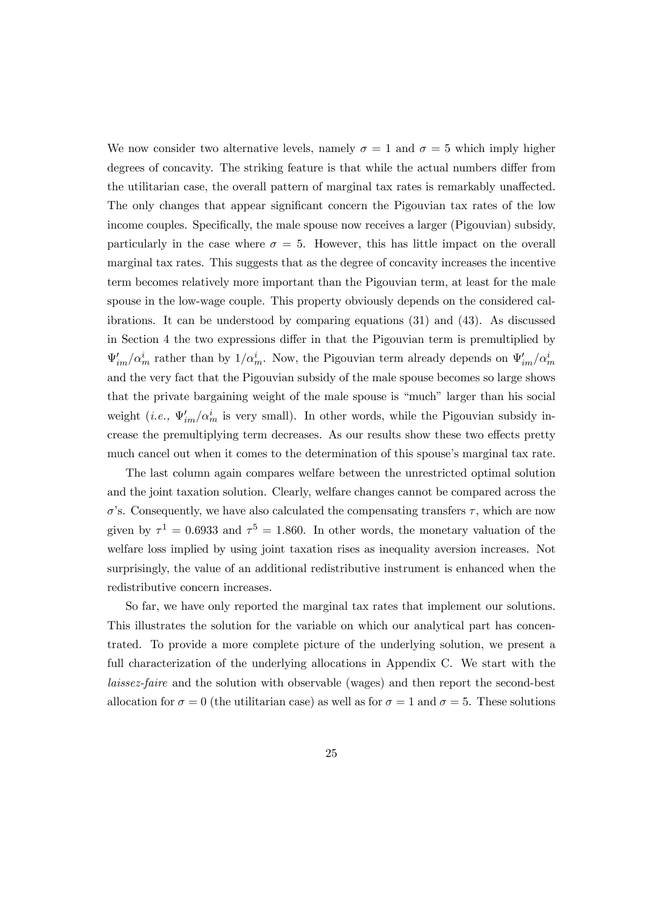We now consider two alternative levels, namely $\sigma = 1$ and $\sigma = 5$ which imply higher degrees of concavity. The striking feature is that while the actual numbers differ from the utilitarian case, the overall pattern of marginal tax rates is remarkably unaffected. The only changes that appear significant concern the Pigouvian tax rates of the low income couples. Specifically, the male spouse now receives a larger (Pigouvian) subsidy, particularly in the case where $\sigma = 5$. However, this has little impact on the overall marginal tax rates. This suggests that as the degree of concavity increases the incentive term becomes relatively more important than the Pigouvian term, at least for the male spouse in the low-wage couple. This property obviously depends on the considered calibrations. It can be understood by comparing equations (31) and (43). As discussed in Section 4 the two expressions differ in that the Pigouvian term is premultiplied by $\Psi'_{im}/\alpha^i_m$ rather than by $1/\alpha^i_m$. Now, the Pigouvian term already depends on $\Psi'_{im}/\alpha^i_m$ and the very fact that the Pigouvian subsidy of the male spouse becomes so large shows that the private bargaining weight of the male spouse is "much" larger than his social weight (*i.e.,* $\Psi'_{im}/\alpha^i_m$ is very small). In other words, while the Pigouvian subsidy increase the premultiplying term decreases. As our results show these two effects pretty much cancel out when it comes to the determination of this spouse's marginal tax rate.

The last column again compares welfare between the unrestricted optimal solution and the joint taxation solution. Clearly, welfare changes cannot be compared across the $\sigma$'s. Consequently, we have also calculated the compensating transfers $\tau$, which are now given by $\tau^1 = 0.6933$ and $\tau^5 = 1.860$. In other words, the monetary valuation of the welfare loss implied by using joint taxation rises as inequality aversion increases. Not surprisingly, the value of an additional redistributive instrument is enhanced when the redistributive concern increases.

So far, we have only reported the marginal tax rates that implement our solutions. This illustrates the solution for the variable on which our analytical part has concentrated. To provide a more complete picture of the underlying solution, we present a full characterization of the underlying allocations in Appendix C. We start with the *laissez-faire* and the solution with observable (wages) and then report the second-best allocation for $\sigma = 0$ (the utilitarian case) as well as for $\sigma = 1$ and $\sigma = 5$. These solutions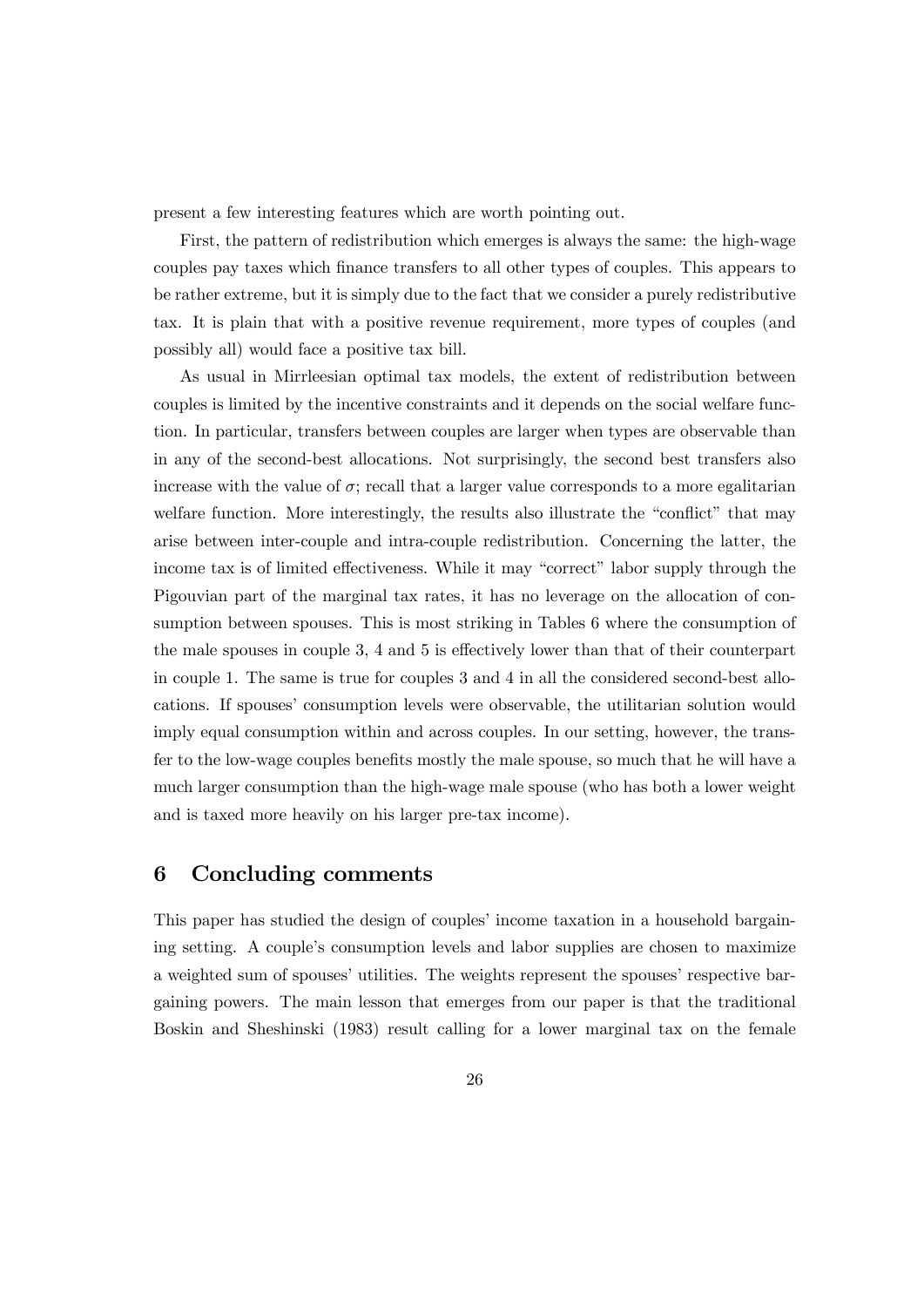present a few interesting features which are worth pointing out.

First, the pattern of redistribution which emerges is always the same: the high-wage couples pay taxes which finance transfers to all other types of couples. This appears to be rather extreme, but it is simply due to the fact that we consider a purely redistributive tax. It is plain that with a positive revenue requirement, more types of couples (and possibly all) would face a positive tax bill.

As usual in Mirrleesian optimal tax models, the extent of redistribution between couples is limited by the incentive constraints and it depends on the social welfare function. In particular, transfers between couples are larger when types are observable than in any of the second-best allocations. Not surprisingly, the second best transfers also increase with the value of $\sigma$; recall that a larger value corresponds to a more egalitarian welfare function. More interestingly, the results also illustrate the "conflict" that may arise between inter-couple and intra-couple redistribution. Concerning the latter, the income tax is of limited effectiveness. While it may "correct" labor supply through the Pigouvian part of the marginal tax rates, it has no leverage on the allocation of consumption between spouses. This is most striking in Tables 6 where the consumption of the male spouses in couple 3, 4 and 5 is effectively lower than that of their counterpart in couple 1. The same is true for couples 3 and 4 in all the considered second-best allocations. If spouses' consumption levels were observable, the utilitarian solution would imply equal consumption within and across couples. In our setting, however, the transfer to the low-wage couples benefits mostly the male spouse, so much that he will have a much larger consumption than the high-wage male spouse (who has both a lower weight and is taxed more heavily on his larger pre-tax income).

## 6 Concluding comments

This paper has studied the design of couples' income taxation in a household bargaining setting. A couple's consumption levels and labor supplies are chosen to maximize a weighted sum of spouses' utilities. The weights represent the spouses' respective bargaining powers. The main lesson that emerges from our paper is that the traditional Boskin and Sheshinski (1983) result calling for a lower marginal tax on the female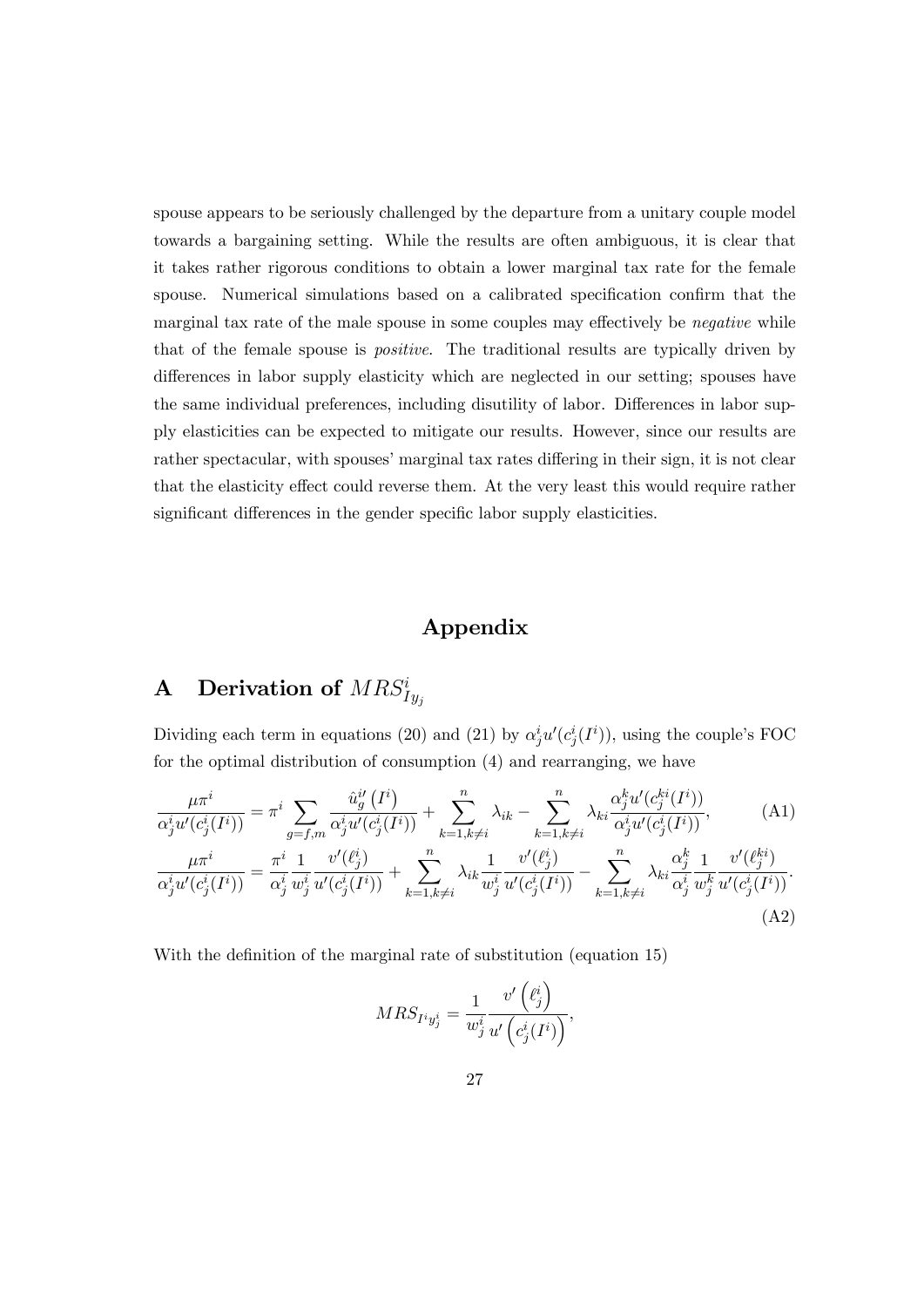spouse appears to be seriously challenged by the departure from a unitary couple model towards a bargaining setting. While the results are often ambiguous, it is clear that it takes rather rigorous conditions to obtain a lower marginal tax rate for the female spouse. Numerical simulations based on a calibrated specification confirm that the marginal tax rate of the male spouse in some couples may effectively be *negative* while that of the female spouse is *positive*. The traditional results are typically driven by differences in labor supply elasticity which are neglected in our setting; spouses have the same individual preferences, including disutility of labor. Differences in labor supply elasticities can be expected to mitigate our results. However, since our results are rather spectacular, with spouses' marginal tax rates differing in their sign, it is not clear that the elasticity effect could reverse them. At the very least this would require rather significant differences in the gender specific labor supply elasticities.

# Appendix

## A Derivation of $MRS^i_{Iy_j}$

Dividing each term in equations (20) and (21) by $\alpha^i_j u'(c^i_j(I^i))$, using the couple's FOC for the optimal distribution of consumption (4) and rearranging, we have

$$\frac{\mu\pi^i}{\alpha^i_j u'(c^i_j(I^i))} = \pi^i \sum_{g=f,m} \frac{\hat{u}^{i\prime}_g\left(I^i\right)}{\alpha^i_j u'(c^i_j(I^i))} + \sum_{k=1,k\neq i}^{n} \lambda_{ik} - \sum_{k=1,k\neq i}^{n} \lambda_{ki} \frac{\alpha^k_j u'(c^{ki}_j(I^i))}{\alpha^i_j u'(c^i_j(I^i))}, \tag{A1}$$

$$\frac{\mu\pi^i}{\alpha^i_j u'(c^i_j(I^i))} = \frac{\pi^i}{\alpha^i_j} \frac{1}{w^i_j} \frac{v'(\ell^i_j)}{u'(c^i_j(I^i))} + \sum_{k=1,k\neq i}^{n} \lambda_{ik} \frac{1}{w^i_j} \frac{v'(\ell^i_j)}{u'(c^i_j(I^i))} - \sum_{k=1,k\neq i}^{n} \lambda_{ki} \frac{\alpha^k_j}{\alpha^i_j} \frac{1}{w^k_j} \frac{v'(\ell^{ki}_j)}{u'(c^i_j(I^i))}. \tag{A2}$$

With the definition of the marginal rate of substitution (equation 15)

$$MRS_{I^i y^i_j} = \frac{1}{w^i_j} \frac{v'\left(\ell^i_j\right)}{u'\left(c^i_j(I^i)\right)},$$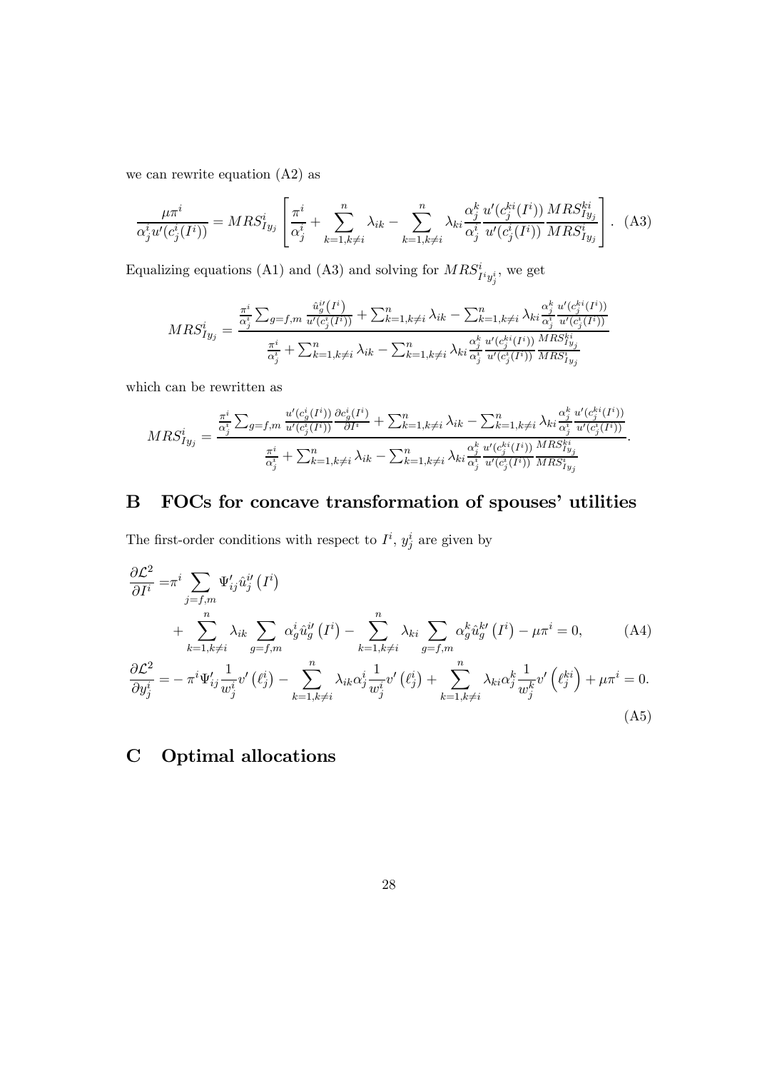we can rewrite equation (A2) as

$$\frac{\mu\pi^i}{\alpha_j^i u'(c_j^i(I^i))} = MRS^i_{Iy_j}\left[\frac{\pi^i}{\alpha_j^i} + \sum_{k=1,k\neq i}^{n}\lambda_{ik} - \sum_{k=1,k\neq i}^{n}\lambda_{ki}\frac{\alpha_j^k}{\alpha_j^i}\frac{u'(c_j^{ki}(I^i))}{u'(c_j^i(I^i))}\frac{MRS^{ki}_{Iy_j}}{MRS^i_{Iy_j}}\right]. \quad \text{(A3)}$$

Equalizing equations (A1) and (A3) and solving for $MRS^i_{I^i y^i_j}$, we get

$$MRS^i_{Iy_j} = \frac{\frac{\pi^i}{\alpha_j^i}\sum_{g=f,m}\frac{\hat{u}_g^{i\prime}(I^i)}{u'(c_j^i(I^i))} + \sum_{k=1,k\neq i}^{n}\lambda_{ik} - \sum_{k=1,k\neq i}^{n}\lambda_{ki}\frac{\alpha_j^k}{\alpha_j^i}\frac{u'(c_j^{ki}(I^i))}{u'(c_j^i(I^i))}}{\frac{\pi^i}{\alpha_j^i} + \sum_{k=1,k\neq i}^{n}\lambda_{ik} - \sum_{k=1,k\neq i}^{n}\lambda_{ki}\frac{\alpha_j^k}{\alpha_j^i}\frac{u'(c_j^{ki}(I^i))}{u'(c_j^i(I^i))}\frac{MRS^{ki}_{Iy_j}}{MRS^i_{Iy_j}}}$$

which can be rewritten as

$$MRS^i_{Iy_j} = \frac{\frac{\pi^i}{\alpha_j^i}\sum_{g=f,m}\frac{u'(c_g^i(I^i))}{u'(c_j^i(I^i))}\frac{\partial c_g^i(I^i)}{\partial I^i} + \sum_{k=1,k\neq i}^{n}\lambda_{ik} - \sum_{k=1,k\neq i}^{n}\lambda_{ki}\frac{\alpha_j^k}{\alpha_j^i}\frac{u'(c_j^{ki}(I^i))}{u'(c_j^i(I^i))}}{\frac{\pi^i}{\alpha_j^i} + \sum_{k=1,k\neq i}^{n}\lambda_{ik} - \sum_{k=1,k\neq i}^{n}\lambda_{ki}\frac{\alpha_j^k}{\alpha_j^i}\frac{u'(c_j^{ki}(I^i))}{u'(c_j^i(I^i))}\frac{MRS^{ki}_{Iy_j}}{MRS^i_{Iy_j}}}.$$

# B FOCs for concave transformation of spouses' utilities

The first-order conditions with respect to $I^i$, $y^i_j$ are given by

$$\frac{\partial \mathcal{L}^2}{\partial I^i} = \pi^i\sum_{j=f,m}\Psi'_{ij}\hat{u}_j^{i\prime}\left(I^i\right) + \sum_{k=1,k\neq i}^{n}\lambda_{ik}\sum_{g=f,m}\alpha_g^i\hat{u}_g^{i\prime}\left(I^i\right) - \sum_{k=1,k\neq i}^{n}\lambda_{ki}\sum_{g=f,m}\alpha_g^k\hat{u}_g^{k\prime}\left(I^i\right) - \mu\pi^i = 0, \quad \text{(A4)}$$

$$\frac{\partial \mathcal{L}^2}{\partial y^i_j} = -\pi^i\Psi'_{ij}\frac{1}{w^i_j}v'\left(\ell^i_j\right) - \sum_{k=1,k\neq i}^{n}\lambda_{ik}\alpha_j^i\frac{1}{w^i_j}v'\left(\ell^i_j\right) + \sum_{k=1,k\neq i}^{n}\lambda_{ki}\alpha_j^k\frac{1}{w^k_j}v'\left(\ell^{ki}_j\right) + \mu\pi^i = 0. \quad \text{(A5)}$$

# C Optimal allocations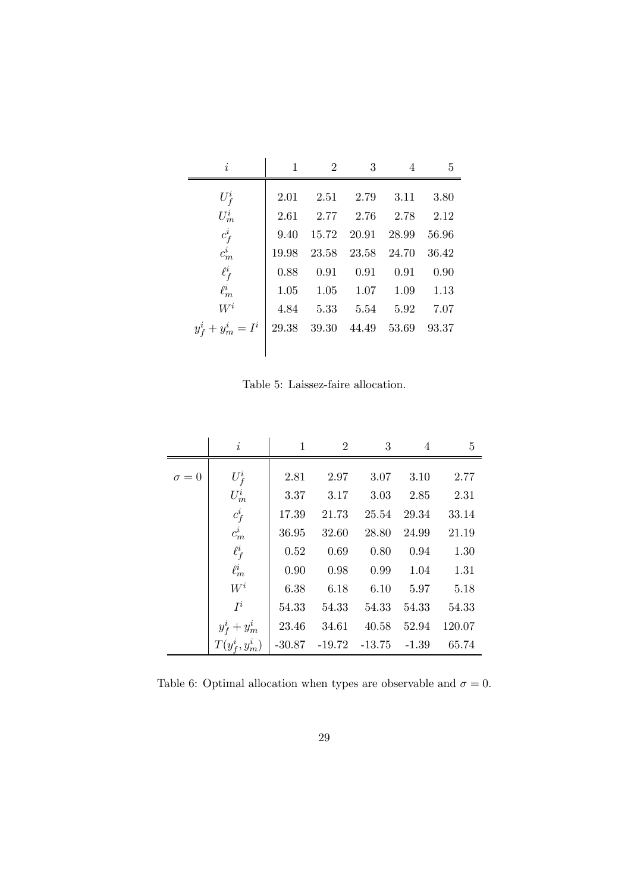| $i$ | 1 | 2 | 3 | 4 | 5 |
|---|---|---|---|---|---|
| $U_f^i$ | 2.01 | 2.51 | 2.79 | 3.11 | 3.80 |
| $U_m^i$ | 2.61 | 2.77 | 2.76 | 2.78 | 2.12 |
| $c_f^i$ | 9.40 | 15.72 | 20.91 | 28.99 | 56.96 |
| $c_m^i$ | 19.98 | 23.58 | 23.58 | 24.70 | 36.42 |
| $\ell_f^i$ | 0.88 | 0.91 | 0.91 | 0.91 | 0.90 |
| $\ell_m^i$ | 1.05 | 1.05 | 1.07 | 1.09 | 1.13 |
| $W^i$ | 4.84 | 5.33 | 5.54 | 5.92 | 7.07 |
| $y_f^i + y_m^i = I^i$ | 29.38 | 39.30 | 44.49 | 53.69 | 93.37 |

Table 5: Laissez-faire allocation.

| | $i$ | 1 | 2 | 3 | 4 | 5 |
|---|---|---|---|---|---|---|
| $\sigma = 0$ | $U_f^i$ | 2.81 | 2.97 | 3.07 | 3.10 | 2.77 |
| | $U_m^i$ | 3.37 | 3.17 | 3.03 | 2.85 | 2.31 |
| | $c_f^i$ | 17.39 | 21.73 | 25.54 | 29.34 | 33.14 |
| | $c_m^i$ | 36.95 | 32.60 | 28.80 | 24.99 | 21.19 |
| | $\ell_f^i$ | 0.52 | 0.69 | 0.80 | 0.94 | 1.30 |
| | $\ell_m^i$ | 0.90 | 0.98 | 0.99 | 1.04 | 1.31 |
| | $W^i$ | 6.38 | 6.18 | 6.10 | 5.97 | 5.18 |
| | $I^i$ | 54.33 | 54.33 | 54.33 | 54.33 | 54.33 |
| | $y_f^i + y_m^i$ | 23.46 | 34.61 | 40.58 | 52.94 | 120.07 |
| | $T(y_f^i, y_m^i)$ | -30.87 | -19.72 | -13.75 | -1.39 | 65.74 |

Table 6: Optimal allocation when types are observable and $\sigma = 0$.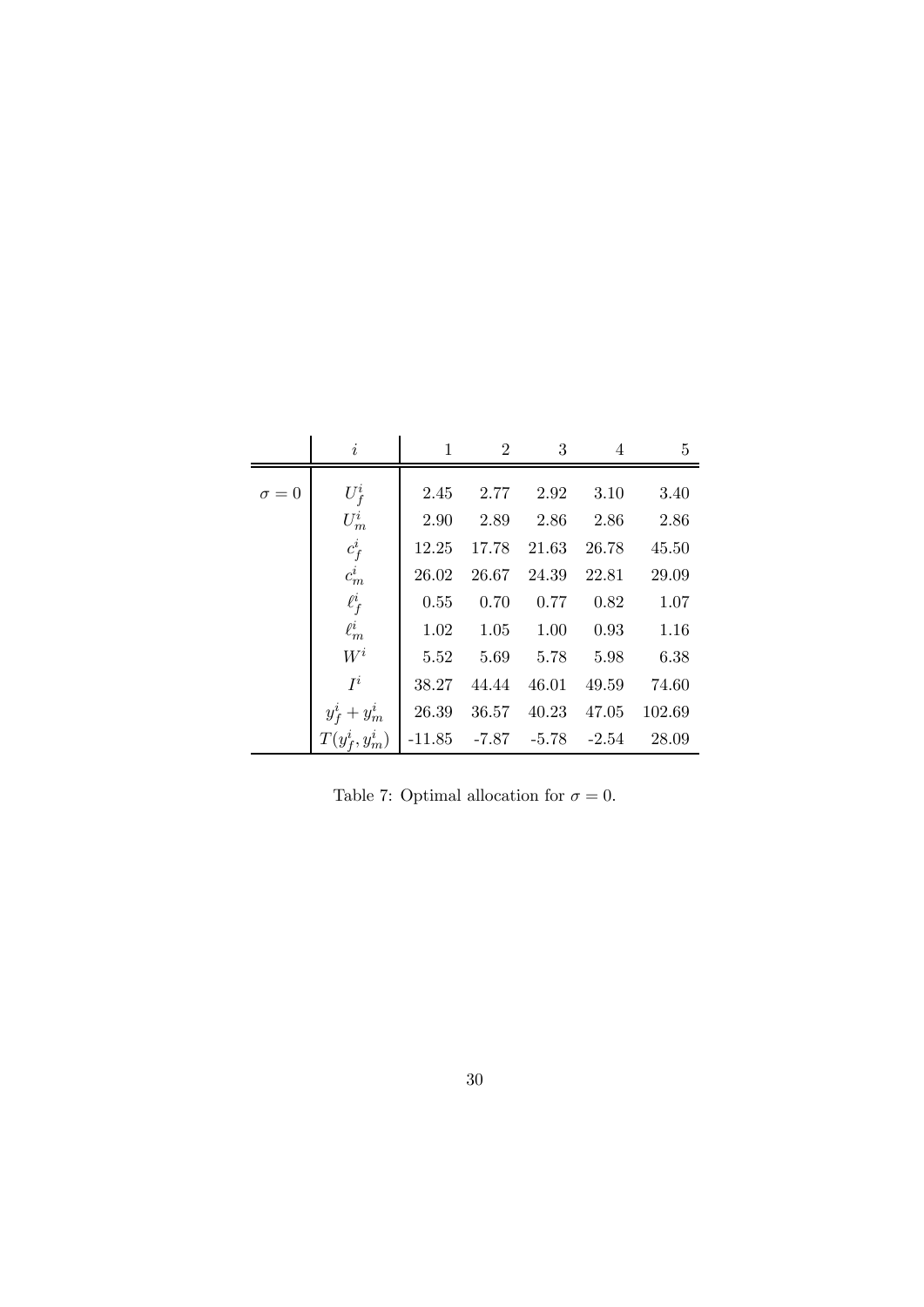| | $i$ | 1 | 2 | 3 | 4 | 5 |
|---|---|---|---|---|---|---|
| $\sigma = 0$ | $U_f^i$ | 2.45 | 2.77 | 2.92 | 3.10 | 3.40 |
| | $U_m^i$ | 2.90 | 2.89 | 2.86 | 2.86 | 2.86 |
| | $c_f^i$ | 12.25 | 17.78 | 21.63 | 26.78 | 45.50 |
| | $c_m^i$ | 26.02 | 26.67 | 24.39 | 22.81 | 29.09 |
| | $\ell_f^i$ | 0.55 | 0.70 | 0.77 | 0.82 | 1.07 |
| | $\ell_m^i$ | 1.02 | 1.05 | 1.00 | 0.93 | 1.16 |
| | $W^i$ | 5.52 | 5.69 | 5.78 | 5.98 | 6.38 |
| | $I^i$ | 38.27 | 44.44 | 46.01 | 49.59 | 74.60 |
| | $y_f^i + y_m^i$ | 26.39 | 36.57 | 40.23 | 47.05 | 102.69 |
| | $T(y_f^i, y_m^i)$ | -11.85 | -7.87 | -5.78 | -2.54 | 28.09 |

Table 7: Optimal allocation for $\sigma = 0$.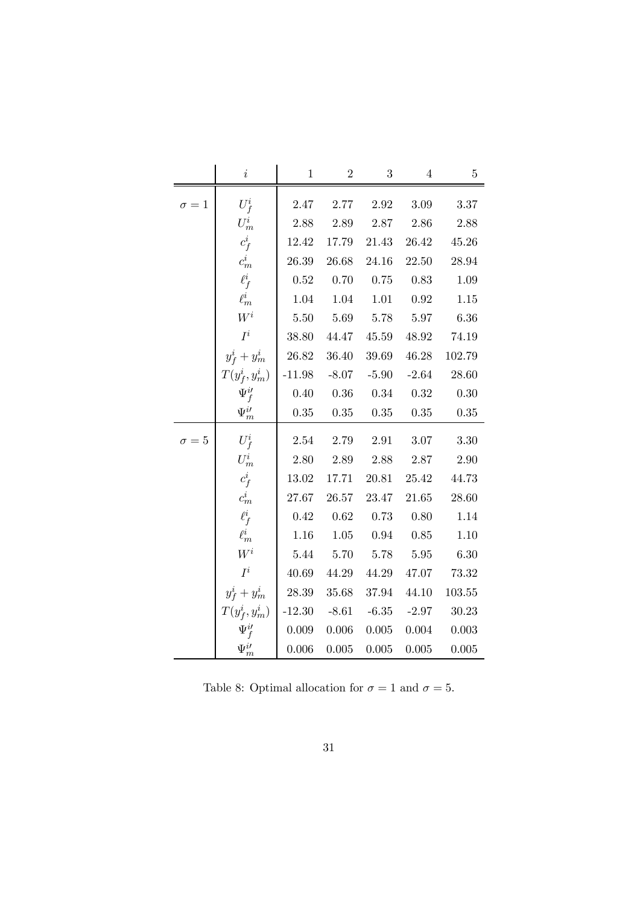|  | $i$ | 1 | 2 | 3 | 4 | 5 |
|---|---|---|---|---|---|---|
| $\sigma = 1$ | $U_f^i$ | 2.47 | 2.77 | 2.92 | 3.09 | 3.37 |
|  | $U_m^i$ | 2.88 | 2.89 | 2.87 | 2.86 | 2.88 |
|  | $c_f^i$ | 12.42 | 17.79 | 21.43 | 26.42 | 45.26 |
|  | $c_m^i$ | 26.39 | 26.68 | 24.16 | 22.50 | 28.94 |
|  | $\ell_f^i$ | 0.52 | 0.70 | 0.75 | 0.83 | 1.09 |
|  | $\ell_m^i$ | 1.04 | 1.04 | 1.01 | 0.92 | 1.15 |
|  | $W^i$ | 5.50 | 5.69 | 5.78 | 5.97 | 6.36 |
|  | $I^i$ | 38.80 | 44.47 | 45.59 | 48.92 | 74.19 |
|  | $y_f^i + y_m^i$ | 26.82 | 36.40 | 39.69 | 46.28 | 102.79 |
|  | $T(y_f^i, y_m^i)$ | -11.98 | -8.07 | -5.90 | -2.64 | 28.60 |
|  | $\Psi_f^{i\prime}$ | 0.40 | 0.36 | 0.34 | 0.32 | 0.30 |
|  | $\Psi_m^{i\prime}$ | 0.35 | 0.35 | 0.35 | 0.35 | 0.35 |
| $\sigma = 5$ | $U_f^i$ | 2.54 | 2.79 | 2.91 | 3.07 | 3.30 |
|  | $U_m^i$ | 2.80 | 2.89 | 2.88 | 2.87 | 2.90 |
|  | $c_f^i$ | 13.02 | 17.71 | 20.81 | 25.42 | 44.73 |
|  | $c_m^i$ | 27.67 | 26.57 | 23.47 | 21.65 | 28.60 |
|  | $\ell_f^i$ | 0.42 | 0.62 | 0.73 | 0.80 | 1.14 |
|  | $\ell_m^i$ | 1.16 | 1.05 | 0.94 | 0.85 | 1.10 |
|  | $W^i$ | 5.44 | 5.70 | 5.78 | 5.95 | 6.30 |
|  | $I^i$ | 40.69 | 44.29 | 44.29 | 47.07 | 73.32 |
|  | $y_f^i + y_m^i$ | 28.39 | 35.68 | 37.94 | 44.10 | 103.55 |
|  | $T(y_f^i, y_m^i)$ | -12.30 | -8.61 | -6.35 | -2.97 | 30.23 |
|  | $\Psi_f^{i\prime}$ | 0.009 | 0.006 | 0.005 | 0.004 | 0.003 |
|  | $\Psi_m^{i\prime}$ | 0.006 | 0.005 | 0.005 | 0.005 | 0.005 |

Table 8: Optimal allocation for $\sigma = 1$ and $\sigma = 5$.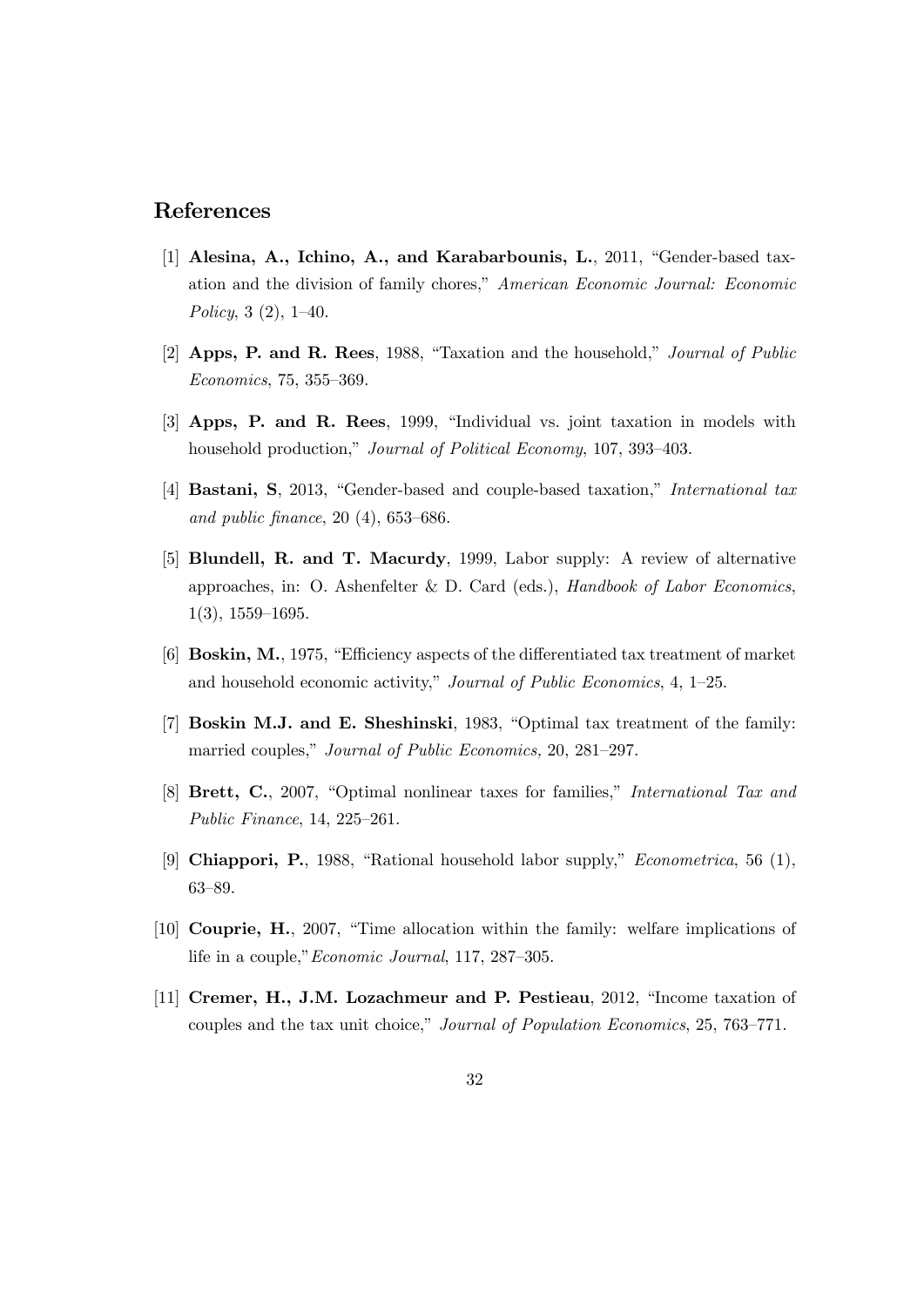## References

[1] **Alesina, A., Ichino, A., and Karabarbounis, L.**, 2011, "Gender-based taxation and the division of family chores," *American Economic Journal: Economic Policy*, 3 (2), 1–40.

[2] **Apps, P. and R. Rees**, 1988, "Taxation and the household," *Journal of Public Economics*, 75, 355–369.

[3] **Apps, P. and R. Rees**, 1999, "Individual vs. joint taxation in models with household production," *Journal of Political Economy*, 107, 393–403.

[4] **Bastani, S**, 2013, "Gender-based and couple-based taxation," *International tax and public finance*, 20 (4), 653–686.

[5] **Blundell, R. and T. Macurdy**, 1999, Labor supply: A review of alternative approaches, in: O. Ashenfelter & D. Card (eds.), *Handbook of Labor Economics*, 1(3), 1559–1695.

[6] **Boskin, M.**, 1975, "Efficiency aspects of the differentiated tax treatment of market and household economic activity," *Journal of Public Economics*, 4, 1–25.

[7] **Boskin M.J. and E. Sheshinski**, 1983, "Optimal tax treatment of the family: married couples," *Journal of Public Economics,* 20, 281–297.

[8] **Brett, C.**, 2007, "Optimal nonlinear taxes for families," *International Tax and Public Finance*, 14, 225–261.

[9] **Chiappori, P.**, 1988, "Rational household labor supply," *Econometrica*, 56 (1), 63–89.

[10] **Couprie, H.**, 2007, "Time allocation within the family: welfare implications of life in a couple,"*Economic Journal*, 117, 287–305.

[11] **Cremer, H., J.M. Lozachmeur and P. Pestieau**, 2012, "Income taxation of couples and the tax unit choice," *Journal of Population Economics*, 25, 763–771.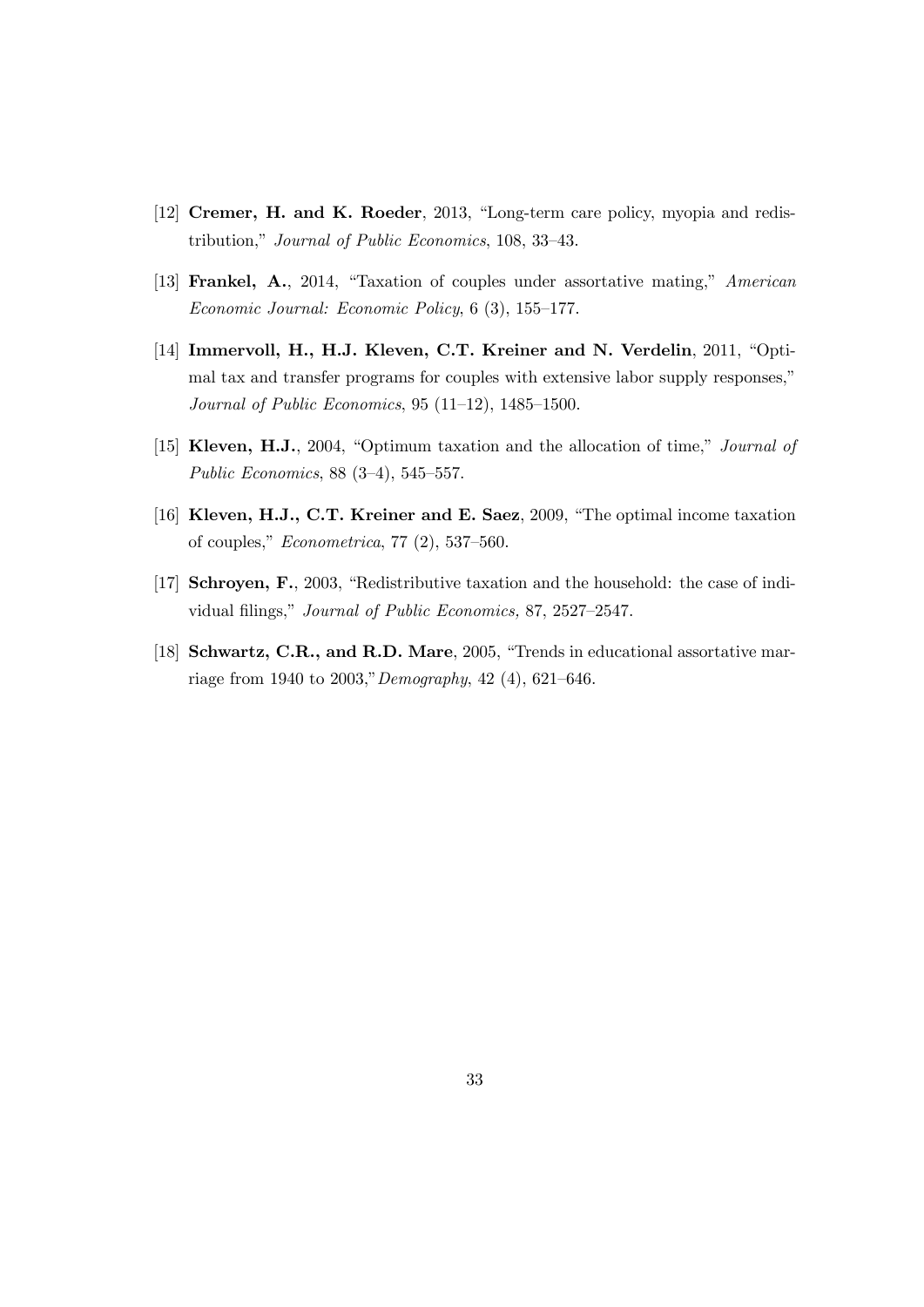[12] **Cremer, H. and K. Roeder**, 2013, "Long-term care policy, myopia and redistribution," *Journal of Public Economics*, 108, 33–43.

[13] **Frankel, A.**, 2014, "Taxation of couples under assortative mating," *American Economic Journal: Economic Policy*, 6 (3), 155–177.

[14] **Immervoll, H., H.J. Kleven, C.T. Kreiner and N. Verdelin**, 2011, "Optimal tax and transfer programs for couples with extensive labor supply responses," *Journal of Public Economics*, 95 (11–12), 1485–1500.

[15] **Kleven, H.J.**, 2004, "Optimum taxation and the allocation of time," *Journal of Public Economics*, 88 (3–4), 545–557.

[16] **Kleven, H.J., C.T. Kreiner and E. Saez**, 2009, "The optimal income taxation of couples," *Econometrica*, 77 (2), 537–560.

[17] **Schroyen, F.**, 2003, "Redistributive taxation and the household: the case of individual filings," *Journal of Public Economics,* 87, 2527–2547.

[18] **Schwartz, C.R., and R.D. Mare**, 2005, "Trends in educational assortative marriage from 1940 to 2003,"*Demography*, 42 (4), 621–646.